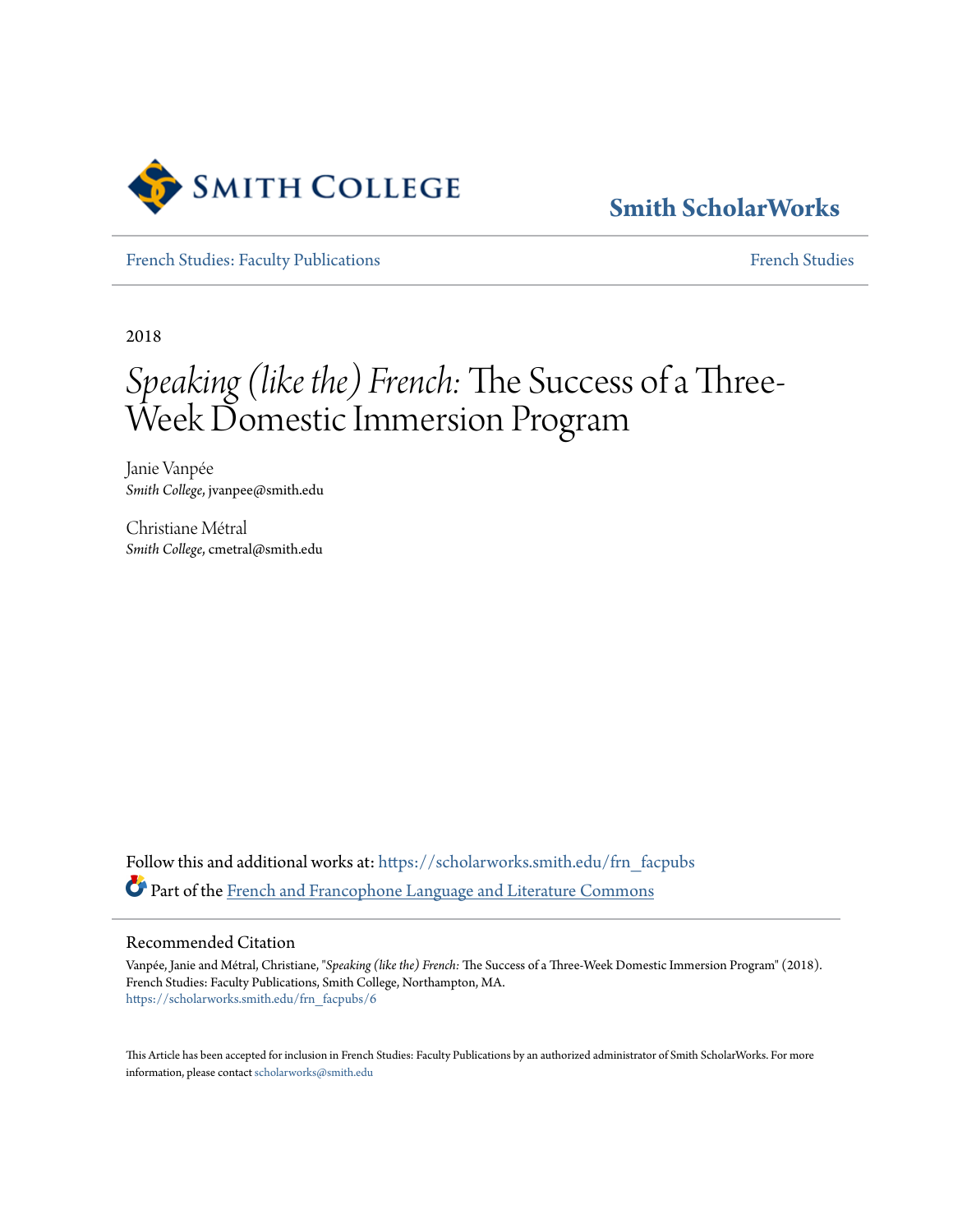Smith College

Smith ScholarWorks

French Studies: Faculty Publications

French Studies

2018

# *Speaking (like the) French:* The Success of a Three-Week Domestic Immersion Program

Janie Vanpée
*Smith College*, jvanpee@smith.edu

Christiane Métral
*Smith College*, cmetral@smith.edu

Follow this and additional works at: https://scholarworks.smith.edu/frn_facpubs

Part of the French and Francophone Language and Literature Commons

## Recommended Citation

Vanpée, Janie and Métral, Christiane, "*Speaking (like the) French:* The Success of a Three-Week Domestic Immersion Program" (2018). French Studies: Faculty Publications, Smith College, Northampton, MA.
https://scholarworks.smith.edu/frn_facpubs/6

This Article has been accepted for inclusion in French Studies: Faculty Publications by an authorized administrator of Smith ScholarWorks. For more information, please contact scholarworks@smith.edu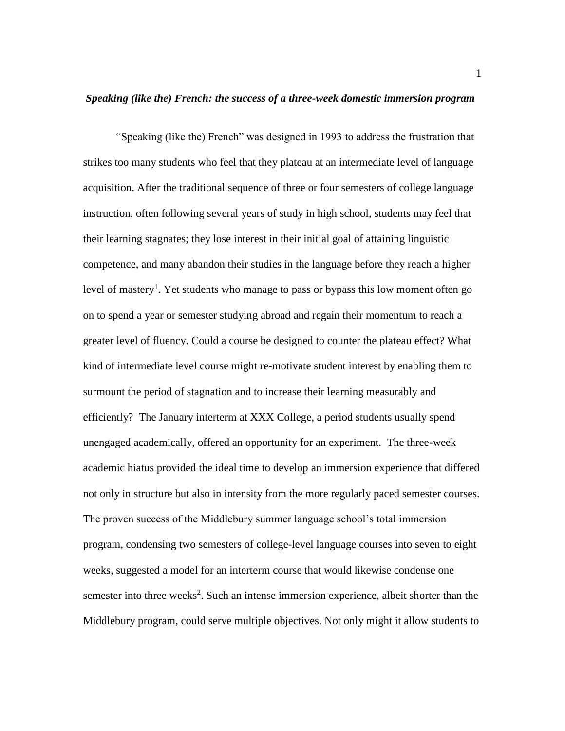***Speaking (like the) French: the success of a three-week domestic immersion program***

"Speaking (like the) French" was designed in 1993 to address the frustration that strikes too many students who feel that they plateau at an intermediate level of language acquisition. After the traditional sequence of three or four semesters of college language instruction, often following several years of study in high school, students may feel that their learning stagnates; they lose interest in their initial goal of attaining linguistic competence, and many abandon their studies in the language before they reach a higher level of mastery[1]. Yet students who manage to pass or bypass this low moment often go on to spend a year or semester studying abroad and regain their momentum to reach a greater level of fluency. Could a course be designed to counter the plateau effect? What kind of intermediate level course might re-motivate student interest by enabling them to surmount the period of stagnation and to increase their learning measurably and efficiently? The January interterm at XXX College, a period students usually spend unengaged academically, offered an opportunity for an experiment. The three-week academic hiatus provided the ideal time to develop an immersion experience that differed not only in structure but also in intensity from the more regularly paced semester courses. The proven success of the Middlebury summer language school's total immersion program, condensing two semesters of college-level language courses into seven to eight weeks, suggested a model for an interterm course that would likewise condense one semester into three weeks[2]. Such an intense immersion experience, albeit shorter than the Middlebury program, could serve multiple objectives. Not only might it allow students to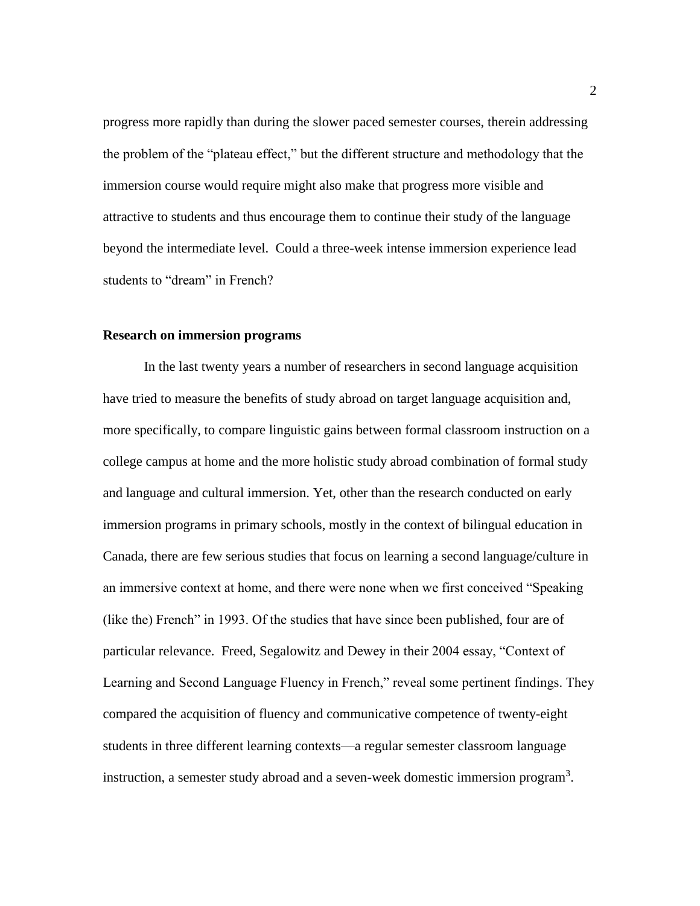progress more rapidly than during the slower paced semester courses, therein addressing the problem of the "plateau effect," but the different structure and methodology that the immersion course would require might also make that progress more visible and attractive to students and thus encourage them to continue their study of the language beyond the intermediate level. Could a three-week intense immersion experience lead students to "dream" in French?

## Research on immersion programs

In the last twenty years a number of researchers in second language acquisition have tried to measure the benefits of study abroad on target language acquisition and, more specifically, to compare linguistic gains between formal classroom instruction on a college campus at home and the more holistic study abroad combination of formal study and language and cultural immersion. Yet, other than the research conducted on early immersion programs in primary schools, mostly in the context of bilingual education in Canada, there are few serious studies that focus on learning a second language/culture in an immersive context at home, and there were none when we first conceived "Speaking (like the) French" in 1993. Of the studies that have since been published, four are of particular relevance. Freed, Segalowitz and Dewey in their 2004 essay, "Context of Learning and Second Language Fluency in French," reveal some pertinent findings. They compared the acquisition of fluency and communicative competence of twenty-eight students in three different learning contexts—a regular semester classroom language instruction, a semester study abroad and a seven-week domestic immersion program[3].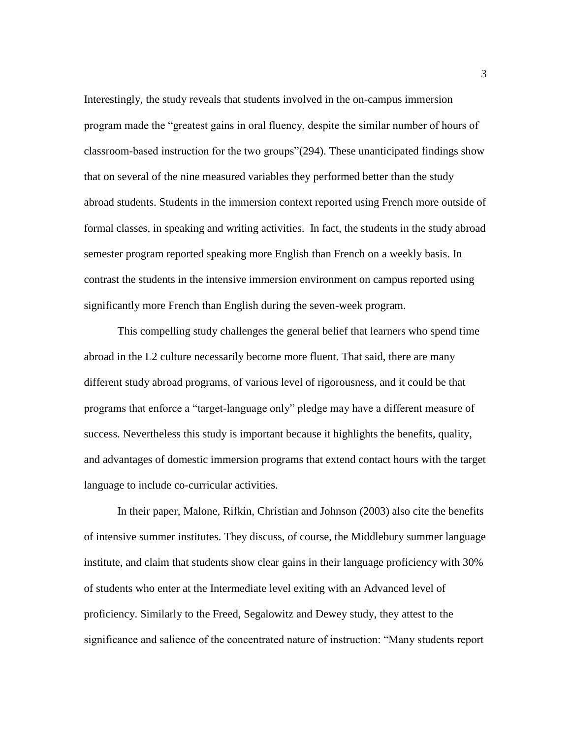Interestingly, the study reveals that students involved in the on-campus immersion program made the "greatest gains in oral fluency, despite the similar number of hours of classroom-based instruction for the two groups"(294). These unanticipated findings show that on several of the nine measured variables they performed better than the study abroad students. Students in the immersion context reported using French more outside of formal classes, in speaking and writing activities. In fact, the students in the study abroad semester program reported speaking more English than French on a weekly basis. In contrast the students in the intensive immersion environment on campus reported using significantly more French than English during the seven-week program.

This compelling study challenges the general belief that learners who spend time abroad in the L2 culture necessarily become more fluent. That said, there are many different study abroad programs, of various level of rigorousness, and it could be that programs that enforce a "target-language only" pledge may have a different measure of success. Nevertheless this study is important because it highlights the benefits, quality, and advantages of domestic immersion programs that extend contact hours with the target language to include co-curricular activities.

In their paper, Malone, Rifkin, Christian and Johnson (2003) also cite the benefits of intensive summer institutes. They discuss, of course, the Middlebury summer language institute, and claim that students show clear gains in their language proficiency with 30% of students who enter at the Intermediate level exiting with an Advanced level of proficiency. Similarly to the Freed, Segalowitz and Dewey study, they attest to the significance and salience of the concentrated nature of instruction: "Many students report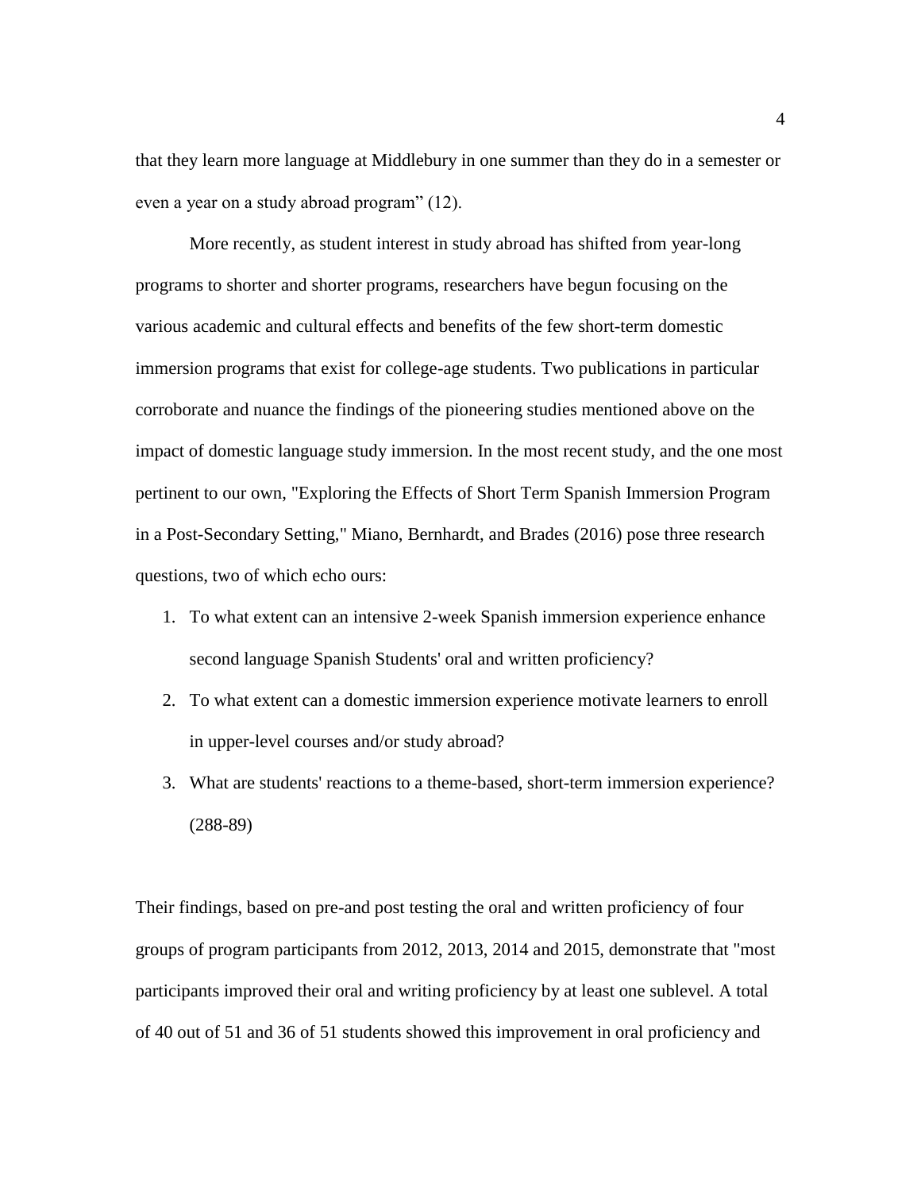that they learn more language at Middlebury in one summer than they do in a semester or even a year on a study abroad program" (12).

More recently, as student interest in study abroad has shifted from year-long programs to shorter and shorter programs, researchers have begun focusing on the various academic and cultural effects and benefits of the few short-term domestic immersion programs that exist for college-age students. Two publications in particular corroborate and nuance the findings of the pioneering studies mentioned above on the impact of domestic language study immersion. In the most recent study, and the one most pertinent to our own, "Exploring the Effects of Short Term Spanish Immersion Program in a Post-Secondary Setting," Miano, Bernhardt, and Brades (2016) pose three research questions, two of which echo ours:

1. To what extent can an intensive 2-week Spanish immersion experience enhance second language Spanish Students' oral and written proficiency?
2. To what extent can a domestic immersion experience motivate learners to enroll in upper-level courses and/or study abroad?
3. What are students' reactions to a theme-based, short-term immersion experience? (288-89)

Their findings, based on pre-and post testing the oral and written proficiency of four groups of program participants from 2012, 2013, 2014 and 2015, demonstrate that "most participants improved their oral and writing proficiency by at least one sublevel. A total of 40 out of 51 and 36 of 51 students showed this improvement in oral proficiency and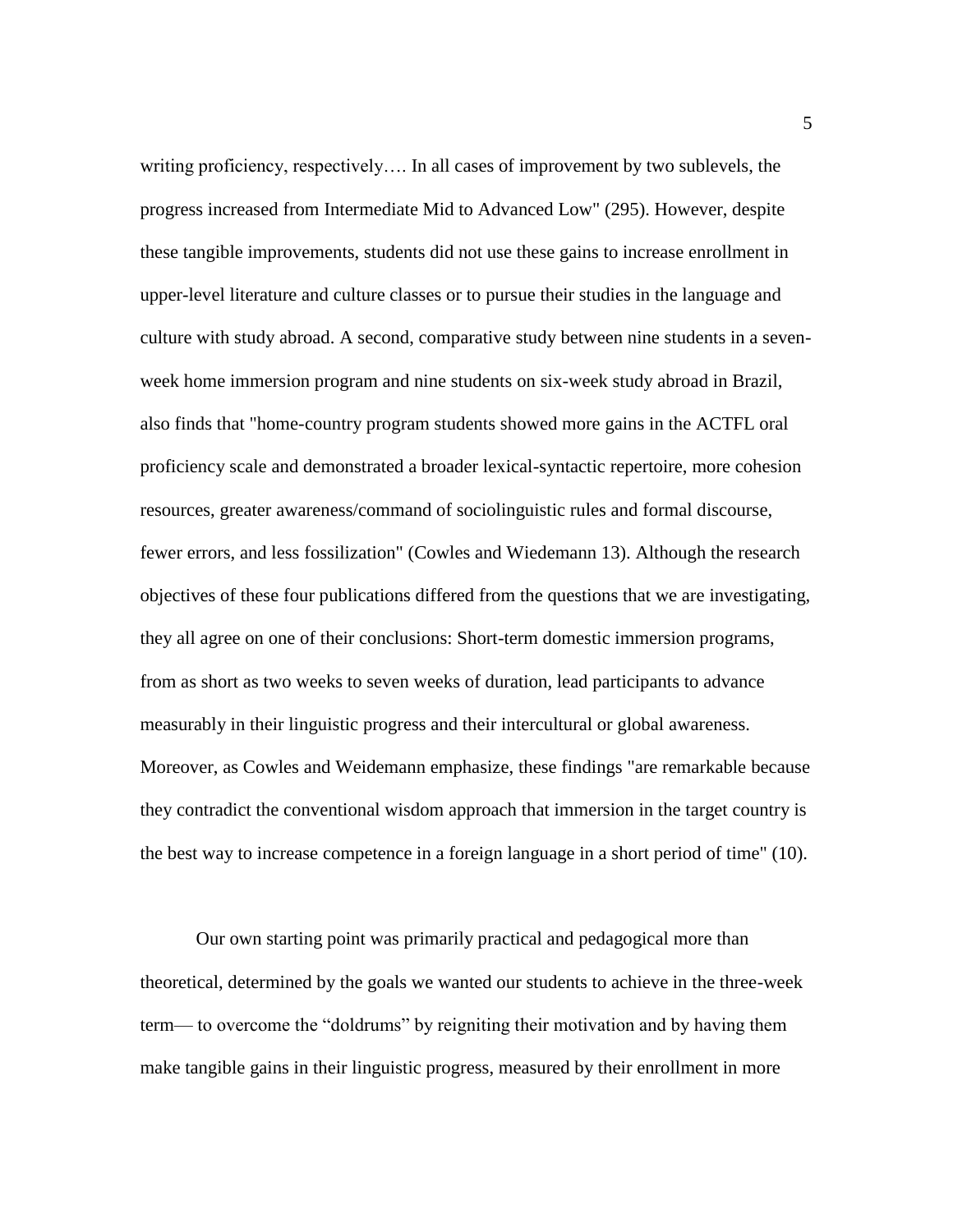writing proficiency, respectively…. In all cases of improvement by two sublevels, the progress increased from Intermediate Mid to Advanced Low" (295). However, despite these tangible improvements, students did not use these gains to increase enrollment in upper-level literature and culture classes or to pursue their studies in the language and culture with study abroad. A second, comparative study between nine students in a seven-week home immersion program and nine students on six-week study abroad in Brazil, also finds that "home-country program students showed more gains in the ACTFL oral proficiency scale and demonstrated a broader lexical-syntactic repertoire, more cohesion resources, greater awareness/command of sociolinguistic rules and formal discourse, fewer errors, and less fossilization" (Cowles and Wiedemann 13). Although the research objectives of these four publications differed from the questions that we are investigating, they all agree on one of their conclusions: Short-term domestic immersion programs, from as short as two weeks to seven weeks of duration, lead participants to advance measurably in their linguistic progress and their intercultural or global awareness. Moreover, as Cowles and Weidemann emphasize, these findings "are remarkable because they contradict the conventional wisdom approach that immersion in the target country is the best way to increase competence in a foreign language in a short period of time" (10).

Our own starting point was primarily practical and pedagogical more than theoretical, determined by the goals we wanted our students to achieve in the three-week term— to overcome the "doldrums" by reigniting their motivation and by having them make tangible gains in their linguistic progress, measured by their enrollment in more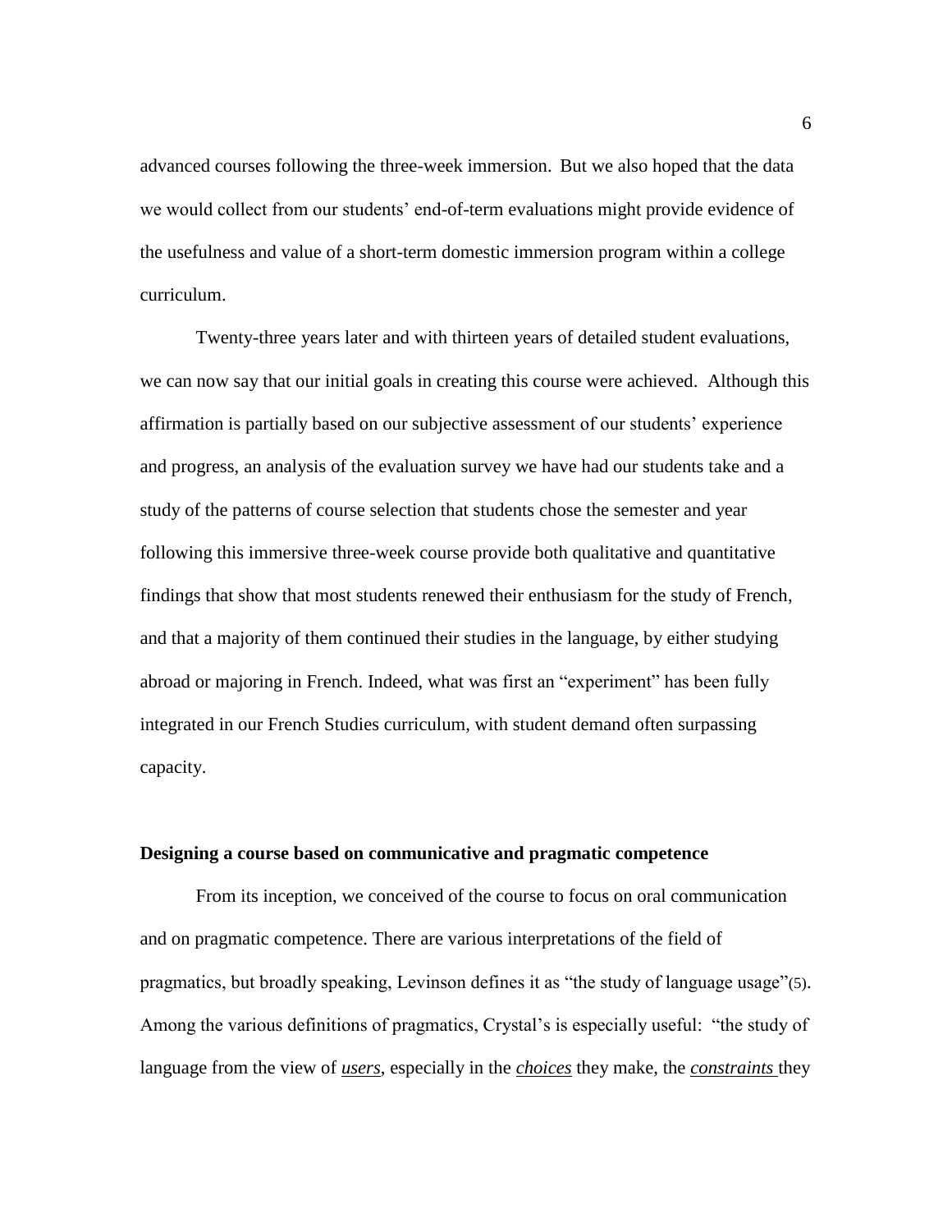advanced courses following the three-week immersion. But we also hoped that the data we would collect from our students' end-of-term evaluations might provide evidence of the usefulness and value of a short-term domestic immersion program within a college curriculum.

Twenty-three years later and with thirteen years of detailed student evaluations, we can now say that our initial goals in creating this course were achieved. Although this affirmation is partially based on our subjective assessment of our students' experience and progress, an analysis of the evaluation survey we have had our students take and a study of the patterns of course selection that students chose the semester and year following this immersive three-week course provide both qualitative and quantitative findings that show that most students renewed their enthusiasm for the study of French, and that a majority of them continued their studies in the language, by either studying abroad or majoring in French. Indeed, what was first an "experiment" has been fully integrated in our French Studies curriculum, with student demand often surpassing capacity.

**Designing a course based on communicative and pragmatic competence**

From its inception, we conceived of the course to focus on oral communication and on pragmatic competence. There are various interpretations of the field of pragmatics, but broadly speaking, Levinson defines it as "the study of language usage"(5). Among the various definitions of pragmatics, Crystal's is especially useful: "the study of language from the view of ***users***, especially in the ***choices*** they make, the ***constraints*** they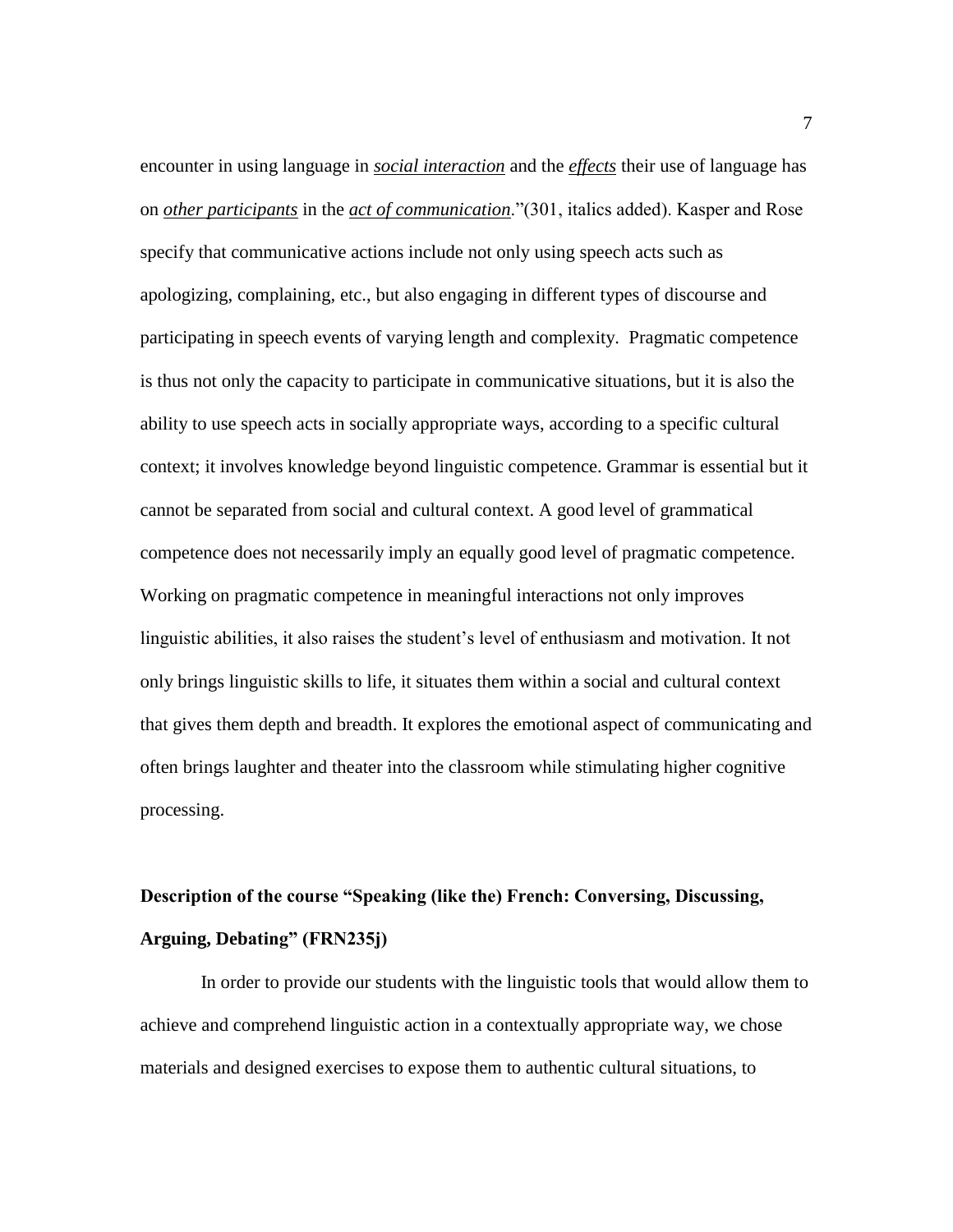encounter in using language in ***social interaction*** and the ***effects*** their use of language has on ***other participants*** in the ***act of communication***."(301, italics added). Kasper and Rose specify that communicative actions include not only using speech acts such as apologizing, complaining, etc., but also engaging in different types of discourse and participating in speech events of varying length and complexity. Pragmatic competence is thus not only the capacity to participate in communicative situations, but it is also the ability to use speech acts in socially appropriate ways, according to a specific cultural context; it involves knowledge beyond linguistic competence. Grammar is essential but it cannot be separated from social and cultural context. A good level of grammatical competence does not necessarily imply an equally good level of pragmatic competence. Working on pragmatic competence in meaningful interactions not only improves linguistic abilities, it also raises the student's level of enthusiasm and motivation. It not only brings linguistic skills to life, it situates them within a social and cultural context that gives them depth and breadth. It explores the emotional aspect of communicating and often brings laughter and theater into the classroom while stimulating higher cognitive processing.

**Description of the course "Speaking (like the) French: Conversing, Discussing, Arguing, Debating" (FRN235j)**

In order to provide our students with the linguistic tools that would allow them to achieve and comprehend linguistic action in a contextually appropriate way, we chose materials and designed exercises to expose them to authentic cultural situations, to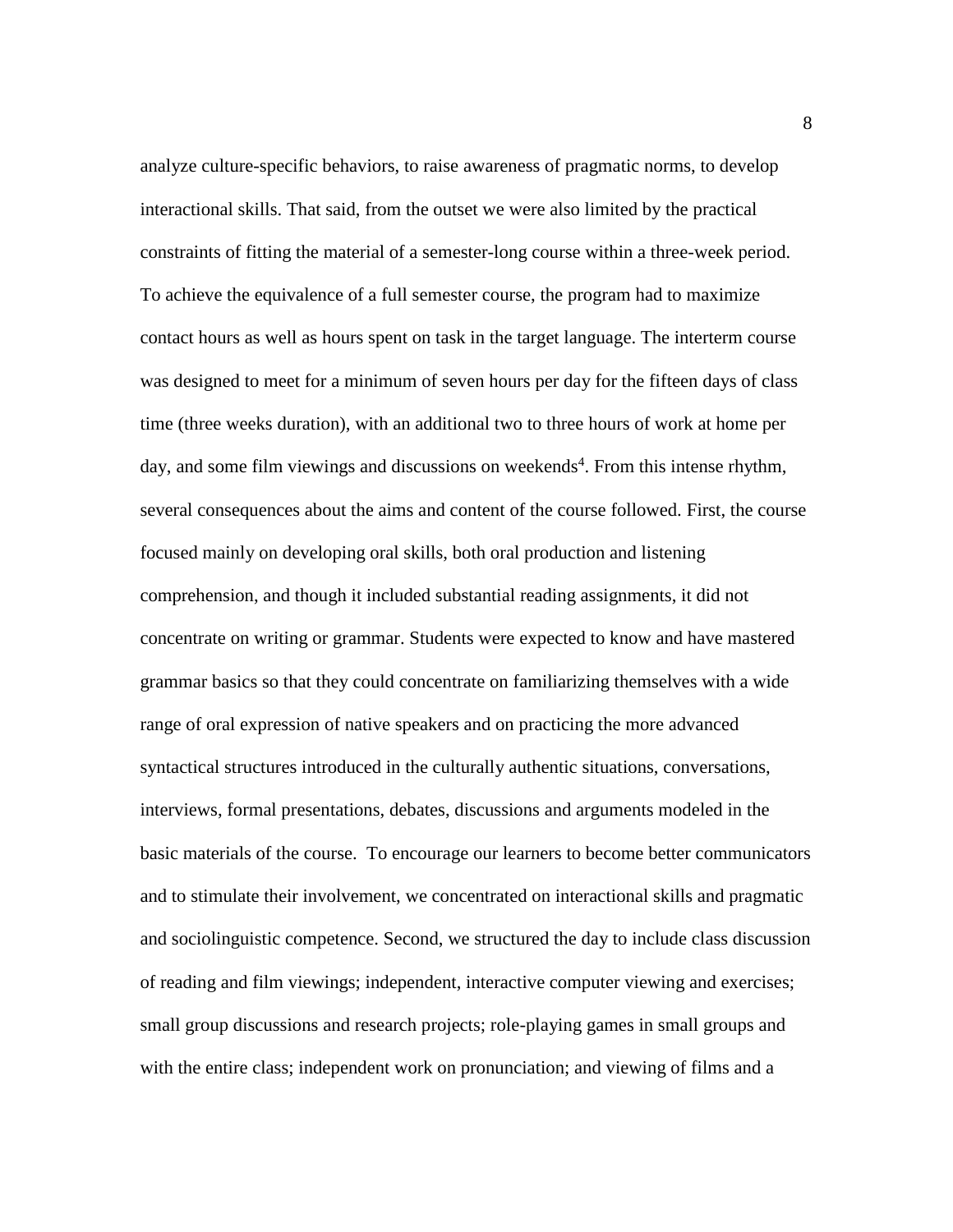analyze culture-specific behaviors, to raise awareness of pragmatic norms, to develop interactional skills. That said, from the outset we were also limited by the practical constraints of fitting the material of a semester-long course within a three-week period. To achieve the equivalence of a full semester course, the program had to maximize contact hours as well as hours spent on task in the target language. The interterm course was designed to meet for a minimum of seven hours per day for the fifteen days of class time (three weeks duration), with an additional two to three hours of work at home per day, and some film viewings and discussions on weekends[4]. From this intense rhythm, several consequences about the aims and content of the course followed. First, the course focused mainly on developing oral skills, both oral production and listening comprehension, and though it included substantial reading assignments, it did not concentrate on writing or grammar. Students were expected to know and have mastered grammar basics so that they could concentrate on familiarizing themselves with a wide range of oral expression of native speakers and on practicing the more advanced syntactical structures introduced in the culturally authentic situations, conversations, interviews, formal presentations, debates, discussions and arguments modeled in the basic materials of the course. To encourage our learners to become better communicators and to stimulate their involvement, we concentrated on interactional skills and pragmatic and sociolinguistic competence. Second, we structured the day to include class discussion of reading and film viewings; independent, interactive computer viewing and exercises; small group discussions and research projects; role-playing games in small groups and with the entire class; independent work on pronunciation; and viewing of films and a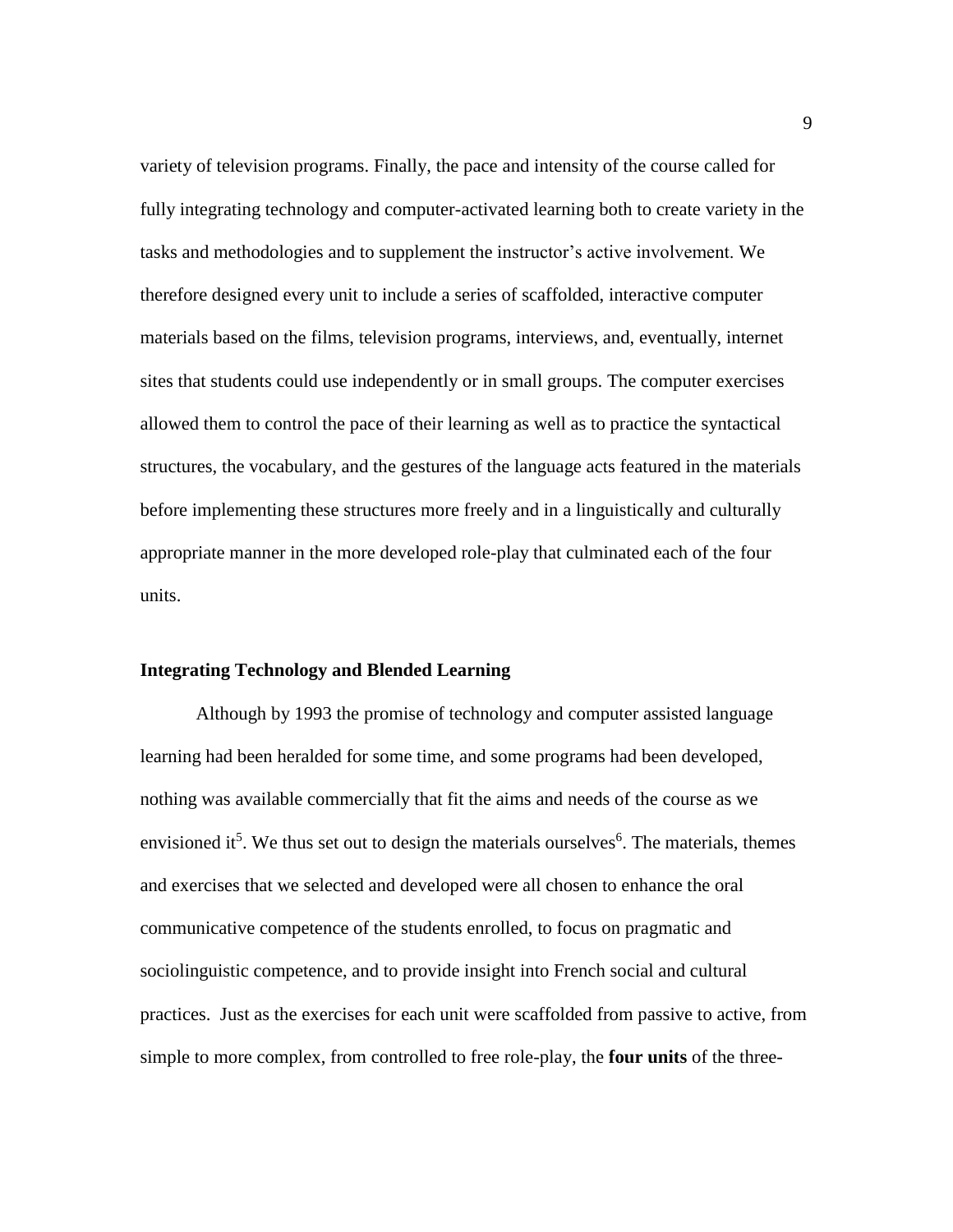variety of television programs. Finally, the pace and intensity of the course called for fully integrating technology and computer-activated learning both to create variety in the tasks and methodologies and to supplement the instructor's active involvement. We therefore designed every unit to include a series of scaffolded, interactive computer materials based on the films, television programs, interviews, and, eventually, internet sites that students could use independently or in small groups. The computer exercises allowed them to control the pace of their learning as well as to practice the syntactical structures, the vocabulary, and the gestures of the language acts featured in the materials before implementing these structures more freely and in a linguistically and culturally appropriate manner in the more developed role-play that culminated each of the four units.

## Integrating Technology and Blended Learning

Although by 1993 the promise of technology and computer assisted language learning had been heralded for some time, and some programs had been developed, nothing was available commercially that fit the aims and needs of the course as we envisioned it[5]. We thus set out to design the materials ourselves[6]. The materials, themes and exercises that we selected and developed were all chosen to enhance the oral communicative competence of the students enrolled, to focus on pragmatic and sociolinguistic competence, and to provide insight into French social and cultural practices. Just as the exercises for each unit were scaffolded from passive to active, from simple to more complex, from controlled to free role-play, the **four units** of the three-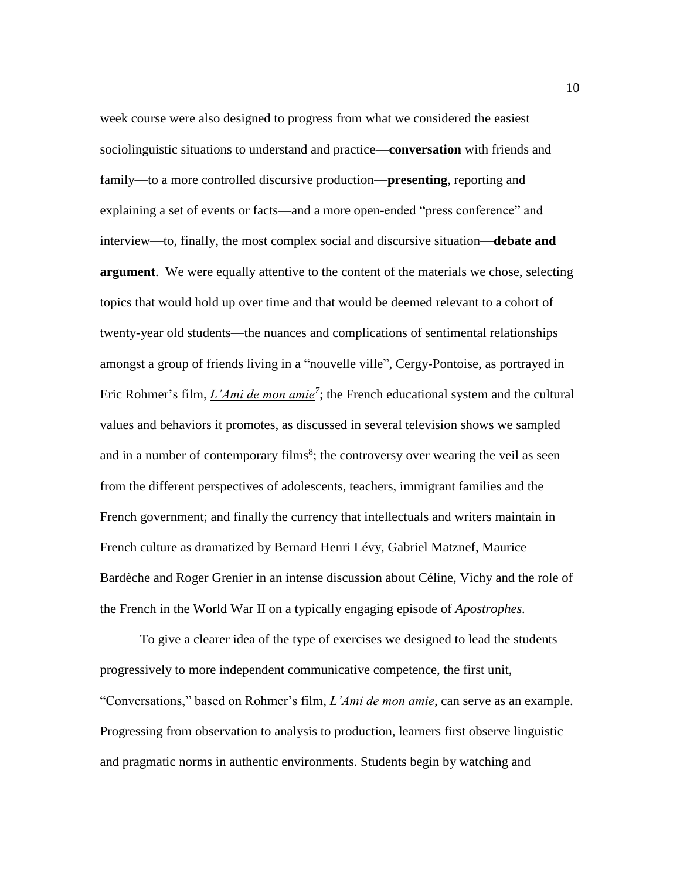week course were also designed to progress from what we considered the easiest sociolinguistic situations to understand and practice—**conversation** with friends and family—to a more controlled discursive production—**presenting**, reporting and explaining a set of events or facts—and a more open-ended "press conference" and interview—to, finally, the most complex social and discursive situation—**debate and argument**. We were equally attentive to the content of the materials we chose, selecting topics that would hold up over time and that would be deemed relevant to a cohort of twenty-year old students—the nuances and complications of sentimental relationships amongst a group of friends living in a "nouvelle ville", Cergy-Pontoise, as portrayed in Eric Rohmer's film, *L'Ami de mon amie*[7]; the French educational system and the cultural values and behaviors it promotes, as discussed in several television shows we sampled and in a number of contemporary films[8]; the controversy over wearing the veil as seen from the different perspectives of adolescents, teachers, immigrant families and the French government; and finally the currency that intellectuals and writers maintain in French culture as dramatized by Bernard Henri Lévy, Gabriel Matznef, Maurice Bardèche and Roger Grenier in an intense discussion about Céline, Vichy and the role of the French in the World War II on a typically engaging episode of *Apostrophes.*

To give a clearer idea of the type of exercises we designed to lead the students progressively to more independent communicative competence, the first unit, "Conversations," based on Rohmer's film, *L'Ami de mon amie*, can serve as an example. Progressing from observation to analysis to production, learners first observe linguistic and pragmatic norms in authentic environments. Students begin by watching and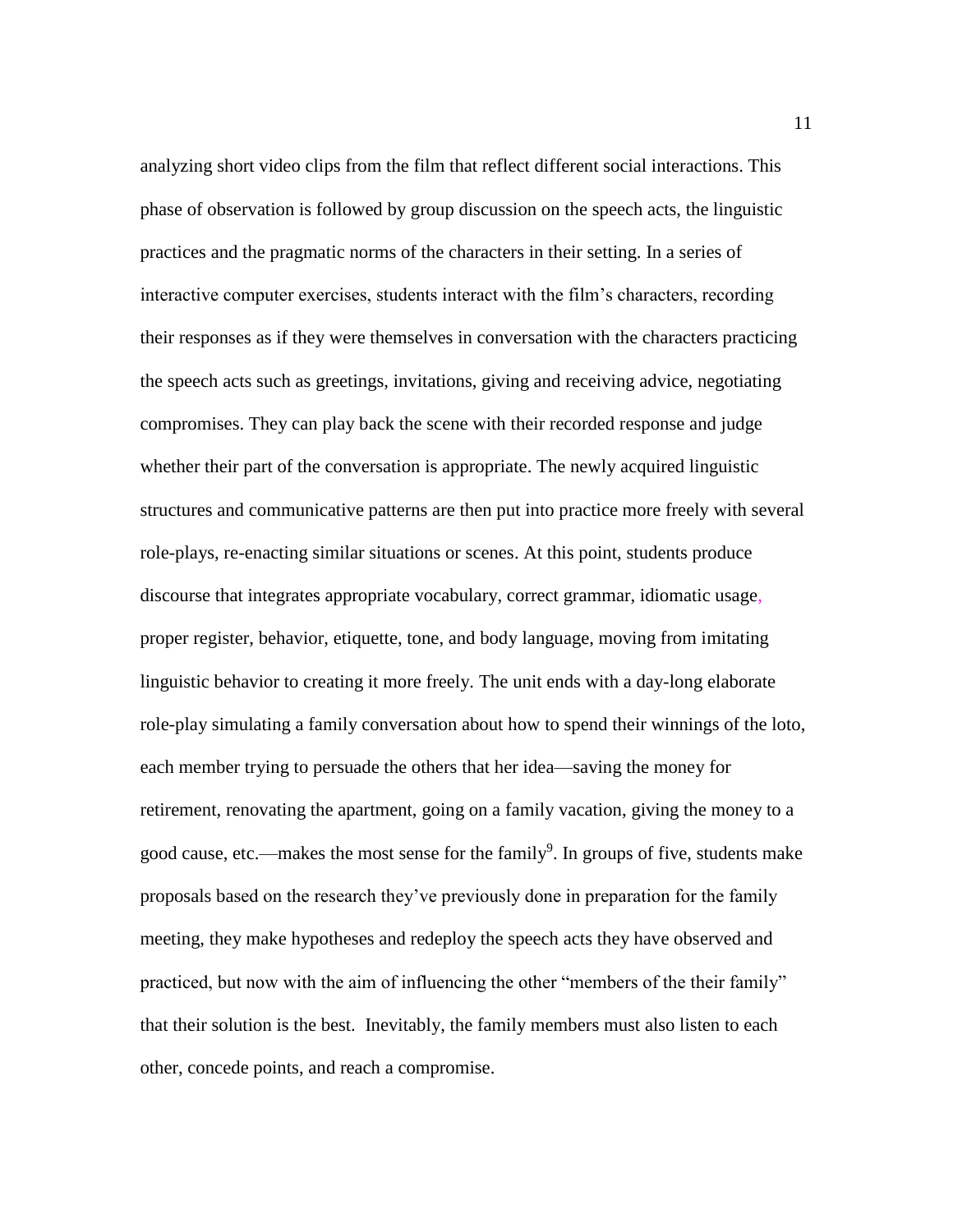analyzing short video clips from the film that reflect different social interactions. This phase of observation is followed by group discussion on the speech acts, the linguistic practices and the pragmatic norms of the characters in their setting. In a series of interactive computer exercises, students interact with the film's characters, recording their responses as if they were themselves in conversation with the characters practicing the speech acts such as greetings, invitations, giving and receiving advice, negotiating compromises. They can play back the scene with their recorded response and judge whether their part of the conversation is appropriate. The newly acquired linguistic structures and communicative patterns are then put into practice more freely with several role-plays, re-enacting similar situations or scenes. At this point, students produce discourse that integrates appropriate vocabulary, correct grammar, idiomatic usage, proper register, behavior, etiquette, tone, and body language, moving from imitating linguistic behavior to creating it more freely. The unit ends with a day-long elaborate role-play simulating a family conversation about how to spend their winnings of the loto, each member trying to persuade the others that her idea—saving the money for retirement, renovating the apartment, going on a family vacation, giving the money to a good cause, etc.—makes the most sense for the family[9]. In groups of five, students make proposals based on the research they've previously done in preparation for the family meeting, they make hypotheses and redeploy the speech acts they have observed and practiced, but now with the aim of influencing the other "members of the their family" that their solution is the best. Inevitably, the family members must also listen to each other, concede points, and reach a compromise.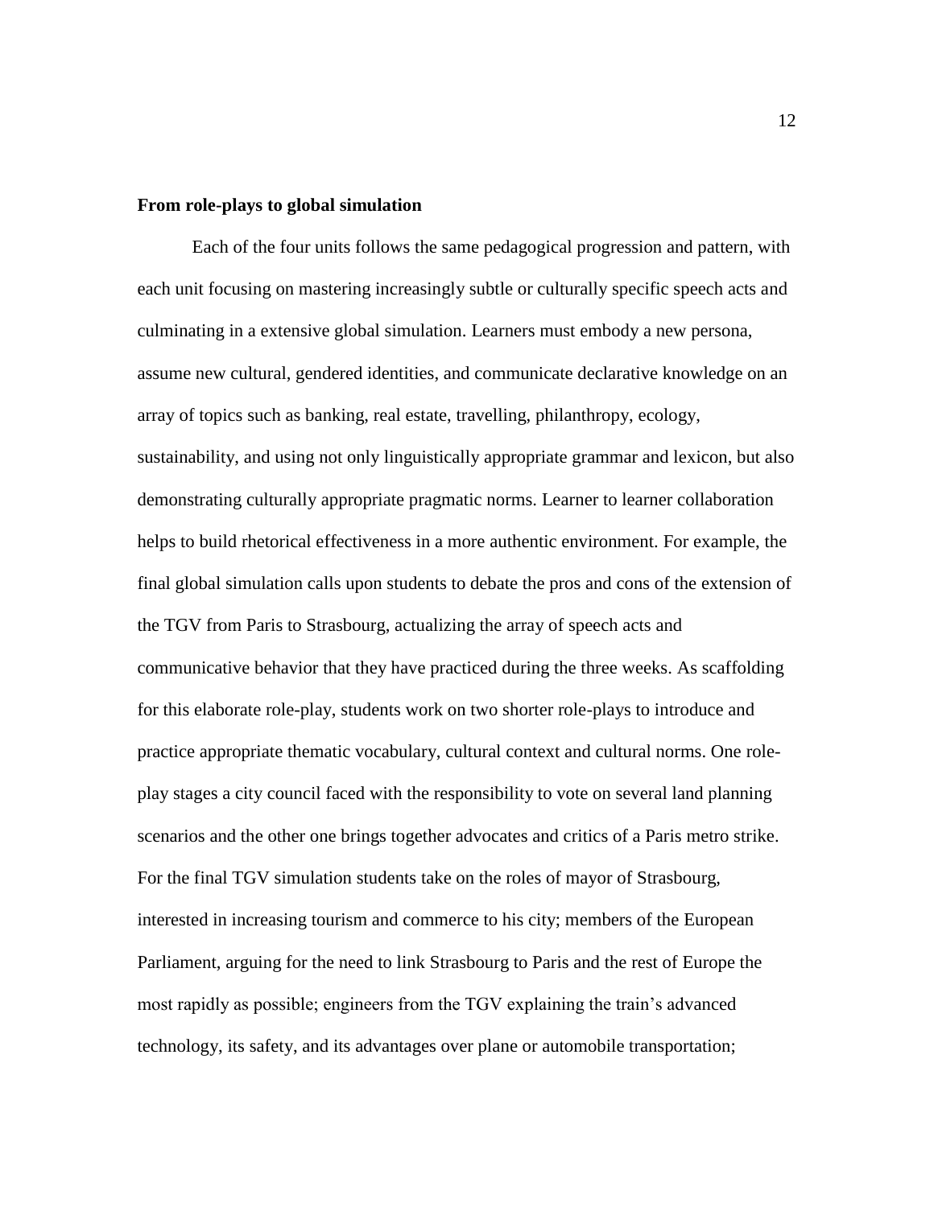**From role-plays to global simulation**

Each of the four units follows the same pedagogical progression and pattern, with each unit focusing on mastering increasingly subtle or culturally specific speech acts and culminating in a extensive global simulation. Learners must embody a new persona, assume new cultural, gendered identities, and communicate declarative knowledge on an array of topics such as banking, real estate, travelling, philanthropy, ecology, sustainability, and using not only linguistically appropriate grammar and lexicon, but also demonstrating culturally appropriate pragmatic norms. Learner to learner collaboration helps to build rhetorical effectiveness in a more authentic environment. For example, the final global simulation calls upon students to debate the pros and cons of the extension of the TGV from Paris to Strasbourg, actualizing the array of speech acts and communicative behavior that they have practiced during the three weeks. As scaffolding for this elaborate role-play, students work on two shorter role-plays to introduce and practice appropriate thematic vocabulary, cultural context and cultural norms. One role-play stages a city council faced with the responsibility to vote on several land planning scenarios and the other one brings together advocates and critics of a Paris metro strike. For the final TGV simulation students take on the roles of mayor of Strasbourg, interested in increasing tourism and commerce to his city; members of the European Parliament, arguing for the need to link Strasbourg to Paris and the rest of Europe the most rapidly as possible; engineers from the TGV explaining the train's advanced technology, its safety, and its advantages over plane or automobile transportation;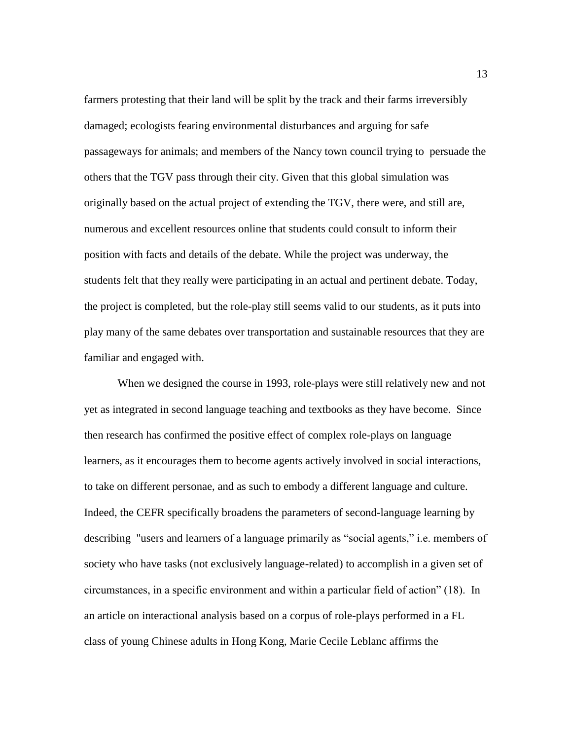farmers protesting that their land will be split by the track and their farms irreversibly damaged; ecologists fearing environmental disturbances and arguing for safe passageways for animals; and members of the Nancy town council trying to persuade the others that the TGV pass through their city. Given that this global simulation was originally based on the actual project of extending the TGV, there were, and still are, numerous and excellent resources online that students could consult to inform their position with facts and details of the debate. While the project was underway, the students felt that they really were participating in an actual and pertinent debate. Today, the project is completed, but the role-play still seems valid to our students, as it puts into play many of the same debates over transportation and sustainable resources that they are familiar and engaged with.

When we designed the course in 1993, role-plays were still relatively new and not yet as integrated in second language teaching and textbooks as they have become. Since then research has confirmed the positive effect of complex role-plays on language learners, as it encourages them to become agents actively involved in social interactions, to take on different personae, and as such to embody a different language and culture. Indeed, the CEFR specifically broadens the parameters of second-language learning by describing "users and learners of a language primarily as "social agents," i.e. members of society who have tasks (not exclusively language-related) to accomplish in a given set of circumstances, in a specific environment and within a particular field of action" (18). In an article on interactional analysis based on a corpus of role-plays performed in a FL class of young Chinese adults in Hong Kong, Marie Cecile Leblanc affirms the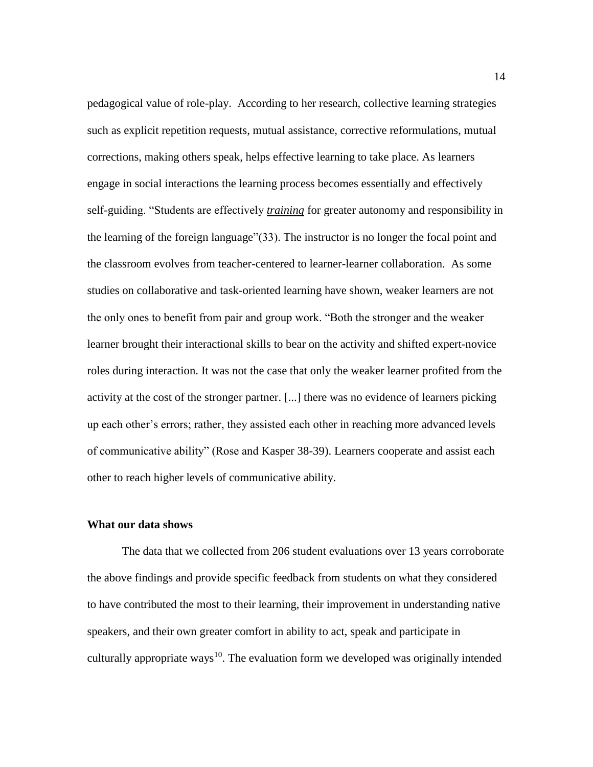pedagogical value of role-play. According to her research, collective learning strategies such as explicit repetition requests, mutual assistance, corrective reformulations, mutual corrections, making others speak, helps effective learning to take place. As learners engage in social interactions the learning process becomes essentially and effectively self-guiding. "Students are effectively ***training*** for greater autonomy and responsibility in the learning of the foreign language"(33). The instructor is no longer the focal point and the classroom evolves from teacher-centered to learner-learner collaboration. As some studies on collaborative and task-oriented learning have shown, weaker learners are not the only ones to benefit from pair and group work. "Both the stronger and the weaker learner brought their interactional skills to bear on the activity and shifted expert-novice roles during interaction. It was not the case that only the weaker learner profited from the activity at the cost of the stronger partner. [...] there was no evidence of learners picking up each other's errors; rather, they assisted each other in reaching more advanced levels of communicative ability" (Rose and Kasper 38-39). Learners cooperate and assist each other to reach higher levels of communicative ability.

**What our data shows**

The data that we collected from 206 student evaluations over 13 years corroborate the above findings and provide specific feedback from students on what they considered to have contributed the most to their learning, their improvement in understanding native speakers, and their own greater comfort in ability to act, speak and participate in culturally appropriate ways[10]. The evaluation form we developed was originally intended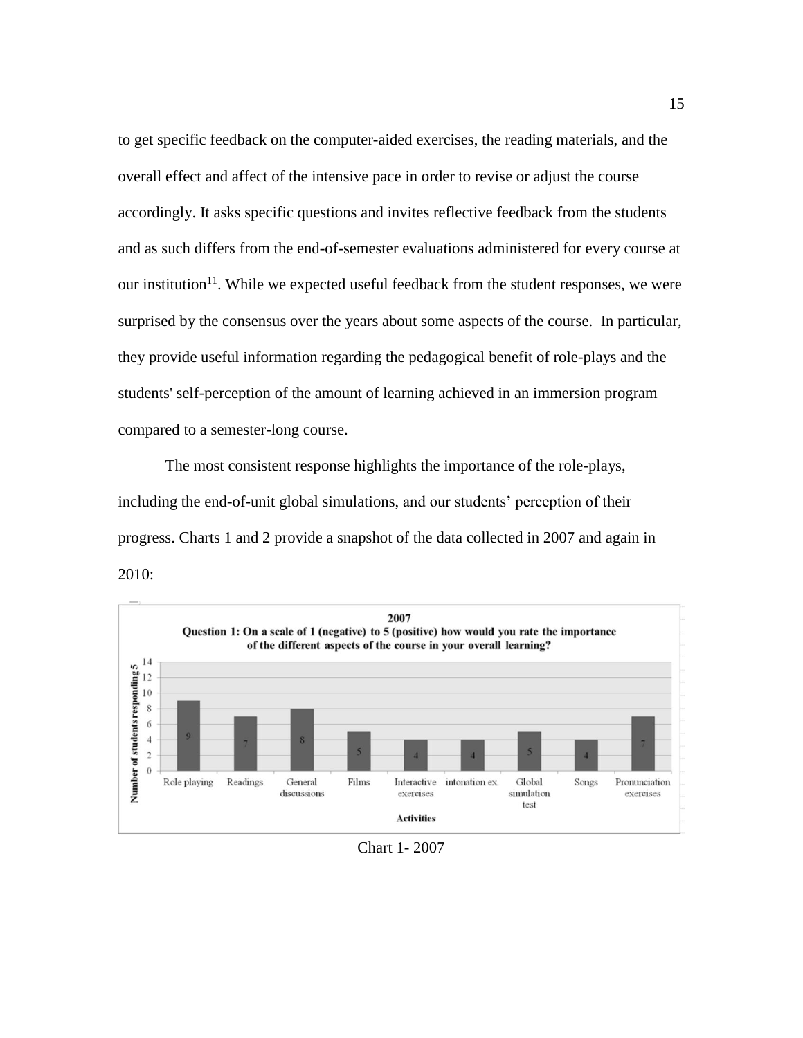to get specific feedback on the computer-aided exercises, the reading materials, and the overall effect and affect of the intensive pace in order to revise or adjust the course accordingly. It asks specific questions and invites reflective feedback from the students and as such differs from the end-of-semester evaluations administered for every course at our institution[11]. While we expected useful feedback from the student responses, we were surprised by the consensus over the years about some aspects of the course. In particular, they provide useful information regarding the pedagogical benefit of role-plays and the students' self-perception of the amount of learning achieved in an immersion program compared to a semester-long course.

The most consistent response highlights the importance of the role-plays, including the end-of-unit global simulations, and our students' perception of their progress. Charts 1 and 2 provide a snapshot of the data collected in 2007 and again in 2010:

**2007**
**Question 1: On a scale of 1 (negative) to 5 (positive) how would you rate the importance of the different aspects of the course in your overall learning?**

| Activities | Number of students responding 5 |
| --- | --- |
| Role playing | 9 |
| Readings | 7 |
| General discussions | 8 |
| Films | 5 |
| Interactive exercises | 4 |
| intonation ex. | 4 |
| Global simulation test | 5 |
| Songs | 4 |
| Pronunciation exercises | 7 |

Chart 1- 2007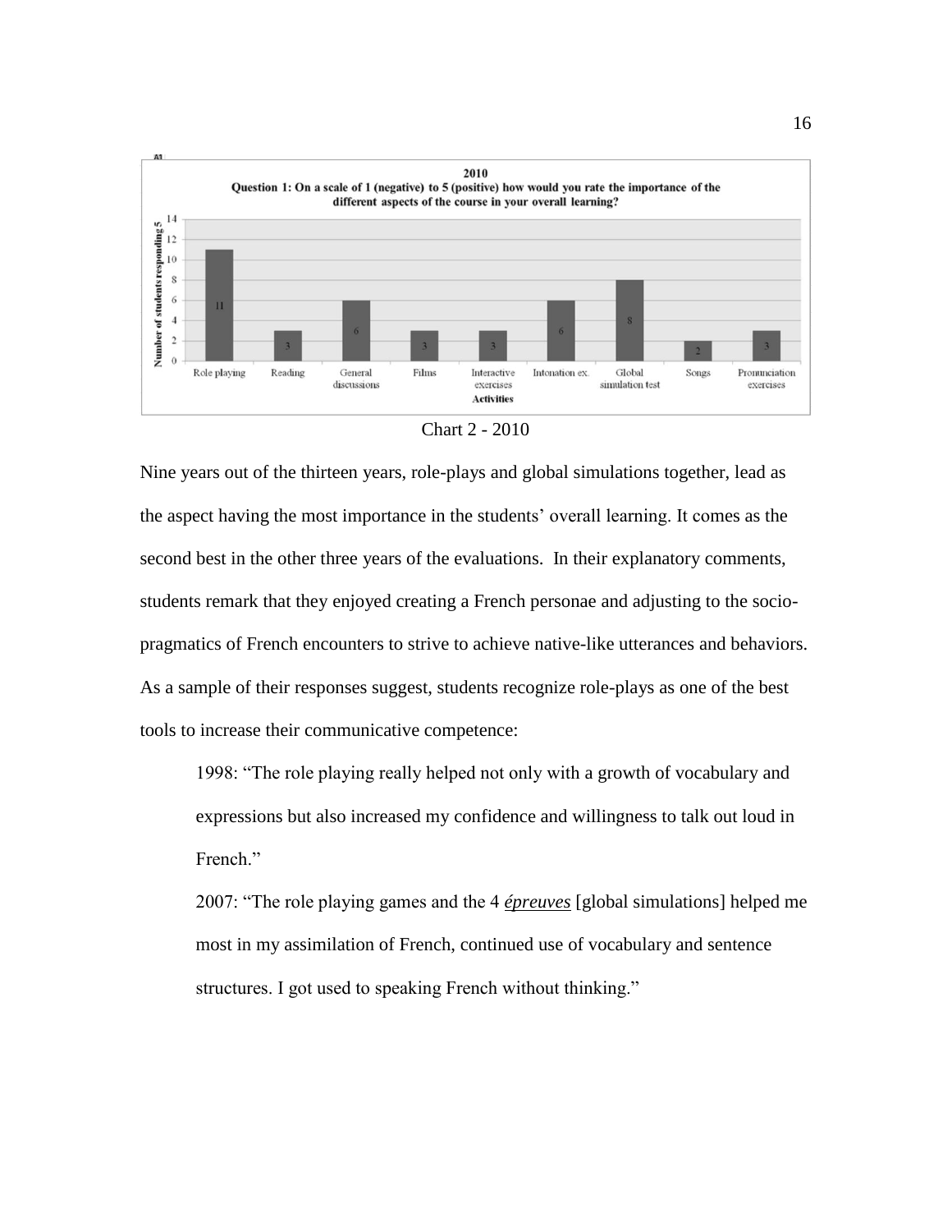**2010**

**Question 1: On a scale of 1 (negative) to 5 (positive) how would you rate the importance of the different aspects of the course in your overall learning?**

| Activities | Number of students responding 5 |
|---|---|
| Role playing | 11 |
| Reading | 3 |
| General discussions | 6 |
| Films | 3 |
| Interactive exercises | 3 |
| Intonation ex. | 6 |
| Global simulation test | 8 |
| Songs | 2 |
| Pronunciation exercises | 3 |

Chart 2 - 2010

Nine years out of the thirteen years, role-plays and global simulations together, lead as the aspect having the most importance in the students' overall learning. It comes as the second best in the other three years of the evaluations. In their explanatory comments, students remark that they enjoyed creating a French personae and adjusting to the socio-pragmatics of French encounters to strive to achieve native-like utterances and behaviors. As a sample of their responses suggest, students recognize role-plays as one of the best tools to increase their communicative competence:

> 1998: "The role playing really helped not only with a growth of vocabulary and expressions but also increased my confidence and willingness to talk out loud in French."
>
> 2007: "The role playing games and the 4 *épreuves* [global simulations] helped me most in my assimilation of French, continued use of vocabulary and sentence structures. I got used to speaking French without thinking."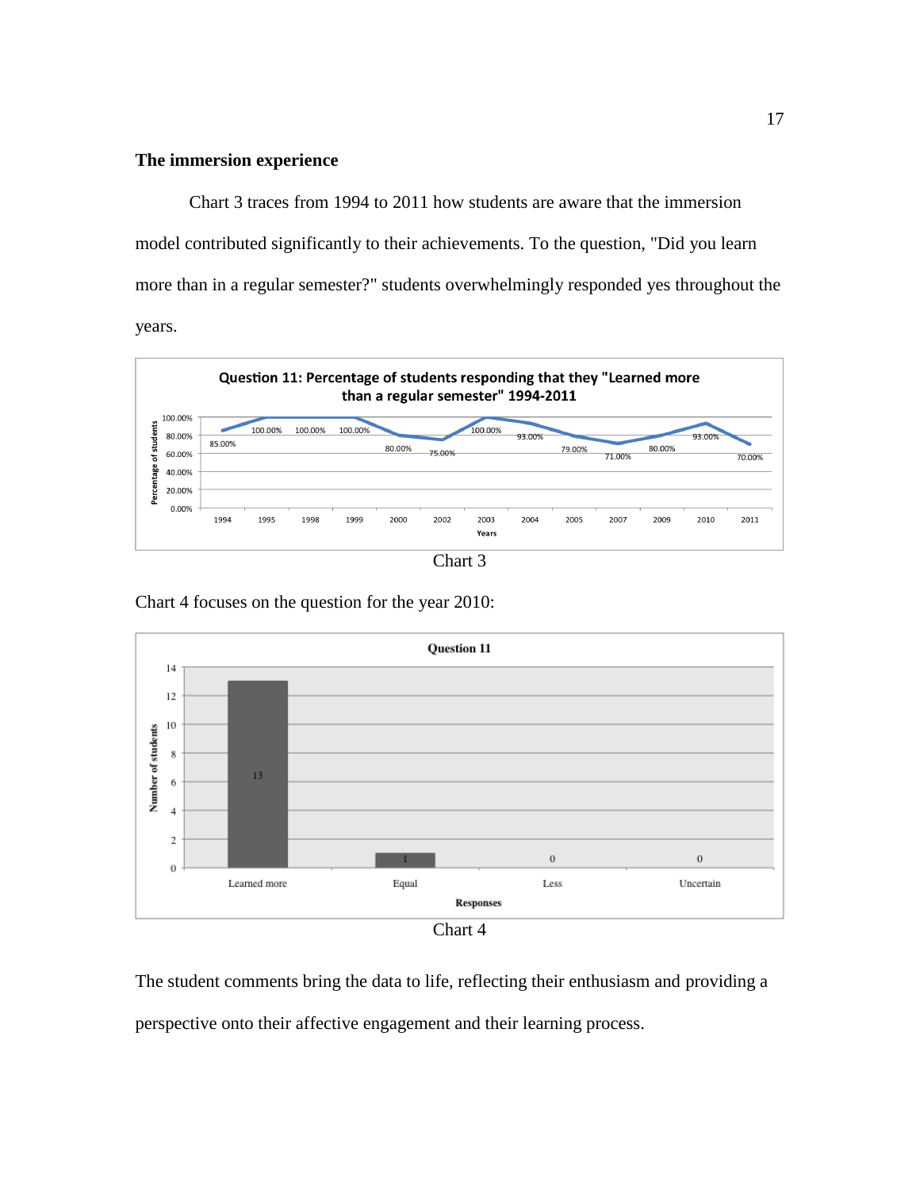### The immersion experience

Chart 3 traces from 1994 to 2011 how students are aware that the immersion model contributed significantly to their achievements. To the question, "Did you learn more than in a regular semester?" students overwhelmingly responded yes throughout the years.

Chart 3

Chart 4 focuses on the question for the year 2010:

Chart 4

The student comments bring the data to life, reflecting their enthusiasm and providing a perspective onto their affective engagement and their learning process.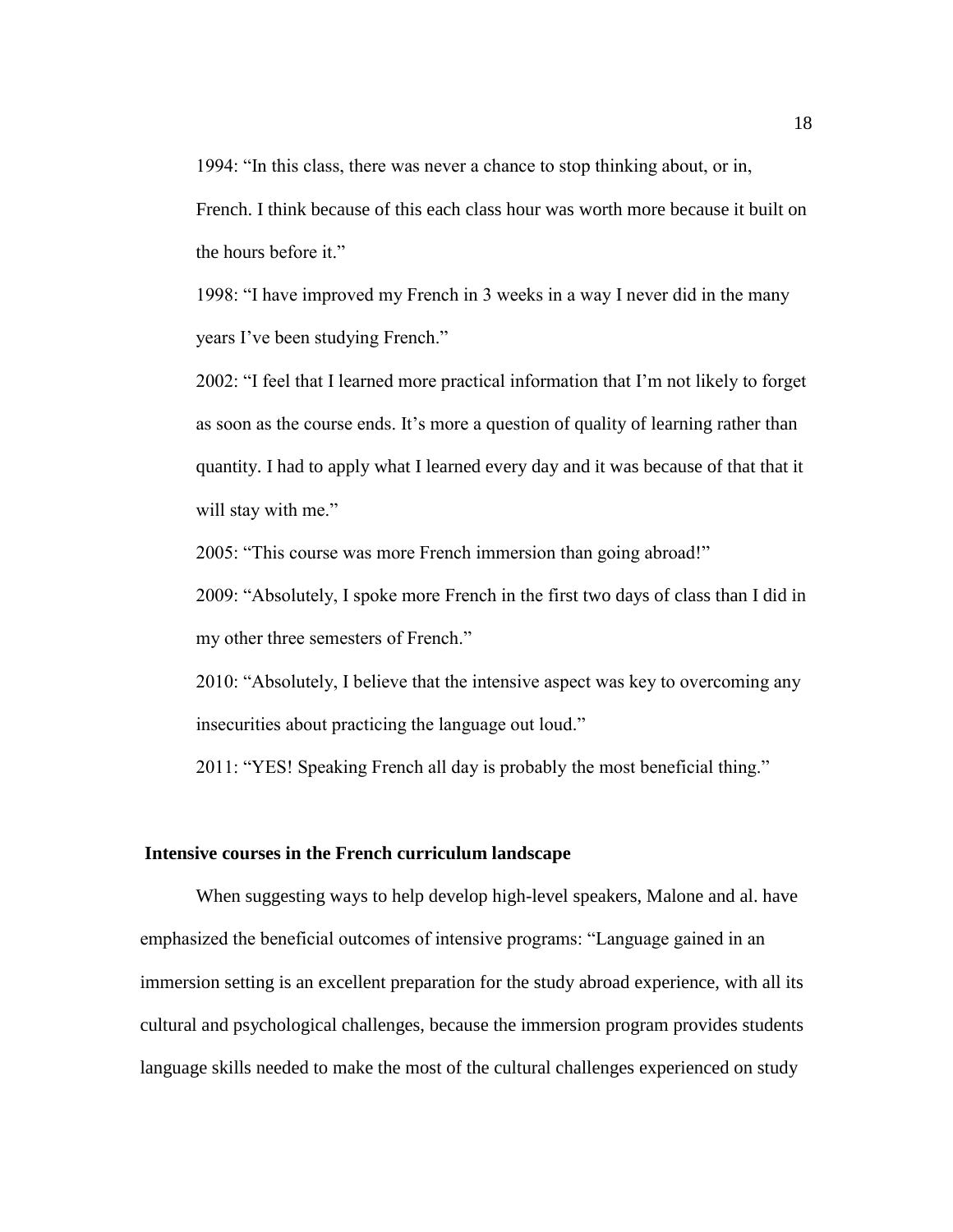1994: "In this class, there was never a chance to stop thinking about, or in, French. I think because of this each class hour was worth more because it built on the hours before it."

1998: "I have improved my French in 3 weeks in a way I never did in the many years I've been studying French."

2002: "I feel that I learned more practical information that I'm not likely to forget as soon as the course ends. It's more a question of quality of learning rather than quantity. I had to apply what I learned every day and it was because of that that it will stay with me."

2005: "This course was more French immersion than going abroad!"

2009: "Absolutely, I spoke more French in the first two days of class than I did in my other three semesters of French."

2010: "Absolutely, I believe that the intensive aspect was key to overcoming any insecurities about practicing the language out loud."

2011: "YES! Speaking French all day is probably the most beneficial thing."

**Intensive courses in the French curriculum landscape**

When suggesting ways to help develop high-level speakers, Malone and al. have emphasized the beneficial outcomes of intensive programs: "Language gained in an immersion setting is an excellent preparation for the study abroad experience, with all its cultural and psychological challenges, because the immersion program provides students language skills needed to make the most of the cultural challenges experienced on study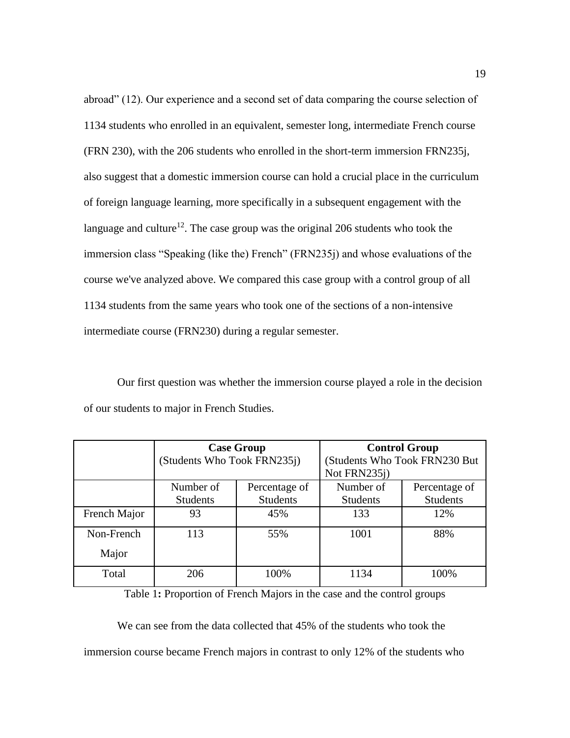abroad" (12). Our experience and a second set of data comparing the course selection of 1134 students who enrolled in an equivalent, semester long, intermediate French course (FRN 230), with the 206 students who enrolled in the short-term immersion FRN235j, also suggest that a domestic immersion course can hold a crucial place in the curriculum of foreign language learning, more specifically in a subsequent engagement with the language and culture[12]. The case group was the original 206 students who took the immersion class "Speaking (like the) French" (FRN235j) and whose evaluations of the course we've analyzed above. We compared this case group with a control group of all 1134 students from the same years who took one of the sections of a non-intensive intermediate course (FRN230) during a regular semester.

Our first question was whether the immersion course played a role in the decision of our students to major in French Studies.

| | **Case Group** (Students Who Took FRN235j) | | **Control Group** (Students Who Took FRN230 But Not FRN235j) | |
|---|---|---|---|---|
| | Number of Students | Percentage of Students | Number of Students | Percentage of Students |
| French Major | 93 | 45% | 133 | 12% |
| Non-French Major | 113 | 55% | 1001 | 88% |
| Total | 206 | 100% | 1134 | 100% |

Table 1**:** Proportion of French Majors in the case and the control groups

We can see from the data collected that 45% of the students who took the immersion course became French majors in contrast to only 12% of the students who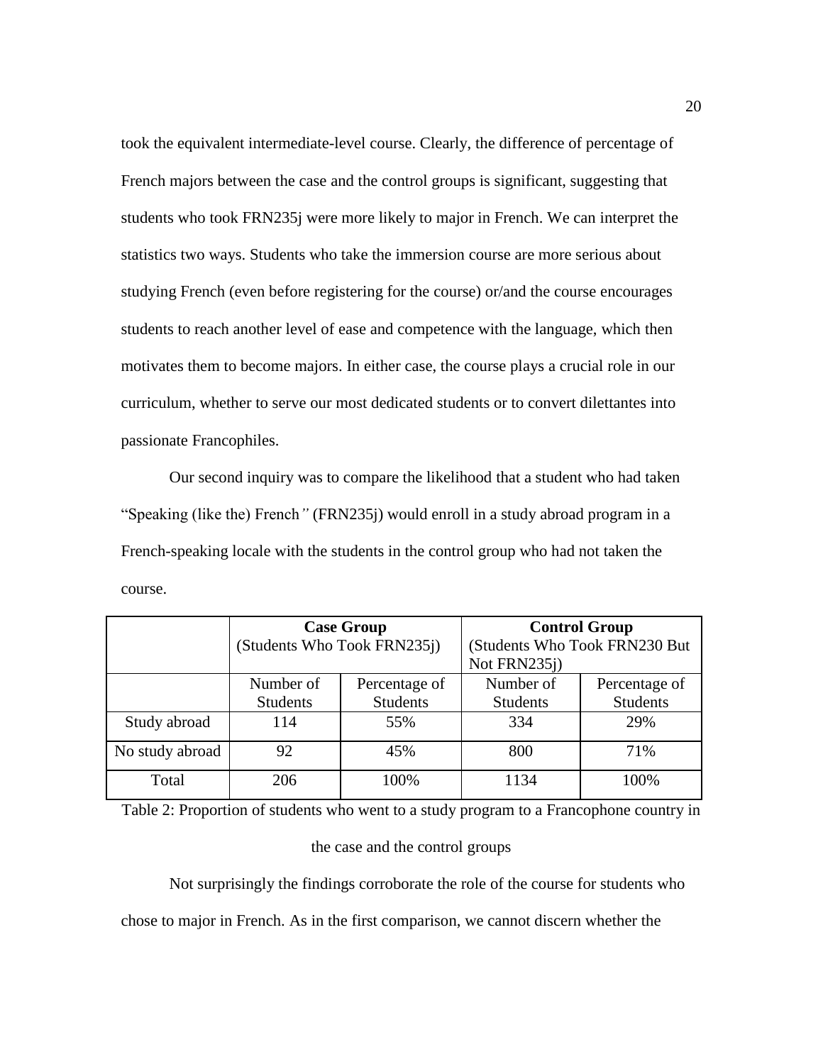took the equivalent intermediate-level course. Clearly, the difference of percentage of French majors between the case and the control groups is significant, suggesting that students who took FRN235j were more likely to major in French. We can interpret the statistics two ways. Students who take the immersion course are more serious about studying French (even before registering for the course) or/and the course encourages students to reach another level of ease and competence with the language, which then motivates them to become majors. In either case, the course plays a crucial role in our curriculum, whether to serve our most dedicated students or to convert dilettantes into passionate Francophiles.

Our second inquiry was to compare the likelihood that a student who had taken "Speaking (like the) French" (FRN235j) would enroll in a study abroad program in a French-speaking locale with the students in the control group who had not taken the course.

| | **Case Group** (Students Who Took FRN235j) | | **Control Group** (Students Who Took FRN230 But Not FRN235j) | |
|---|---|---|---|---|
| | Number of Students | Percentage of Students | Number of Students | Percentage of Students |
| Study abroad | 114 | 55% | 334 | 29% |
| No study abroad | 92 | 45% | 800 | 71% |
| Total | 206 | 100% | 1134 | 100% |

Table 2: Proportion of students who went to a study program to a Francophone country in the case and the control groups

Not surprisingly the findings corroborate the role of the course for students who chose to major in French. As in the first comparison, we cannot discern whether the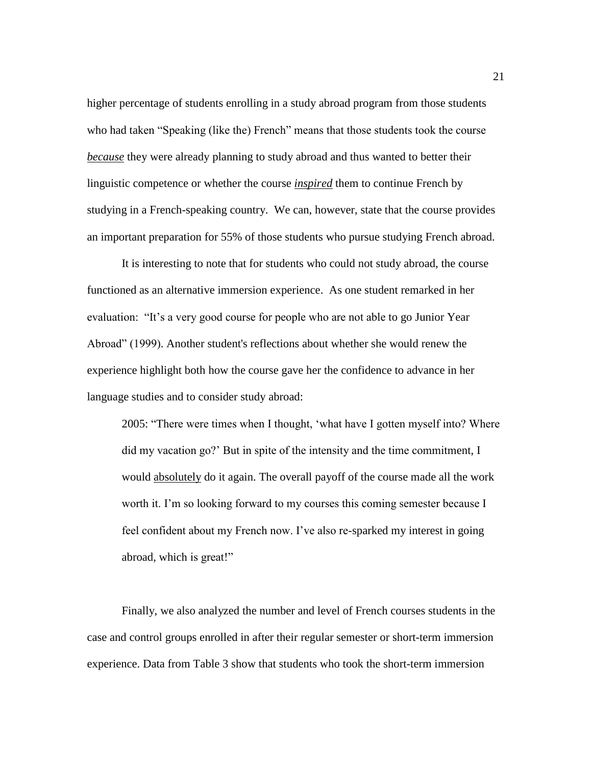higher percentage of students enrolling in a study abroad program from those students who had taken "Speaking (like the) French" means that those students took the course ***because*** they were already planning to study abroad and thus wanted to better their linguistic competence or whether the course ***inspired*** them to continue French by studying in a French-speaking country. We can, however, state that the course provides an important preparation for 55% of those students who pursue studying French abroad.

It is interesting to note that for students who could not study abroad, the course functioned as an alternative immersion experience. As one student remarked in her evaluation: "It's a very good course for people who are not able to go Junior Year Abroad" (1999). Another student's reflections about whether she would renew the experience highlight both how the course gave her the confidence to advance in her language studies and to consider study abroad:

> 2005: "There were times when I thought, 'what have I gotten myself into? Where did my vacation go?' But in spite of the intensity and the time commitment, I would absolutely do it again. The overall payoff of the course made all the work worth it. I'm so looking forward to my courses this coming semester because I feel confident about my French now. I've also re-sparked my interest in going abroad, which is great!"

Finally, we also analyzed the number and level of French courses students in the case and control groups enrolled in after their regular semester or short-term immersion experience. Data from Table 3 show that students who took the short-term immersion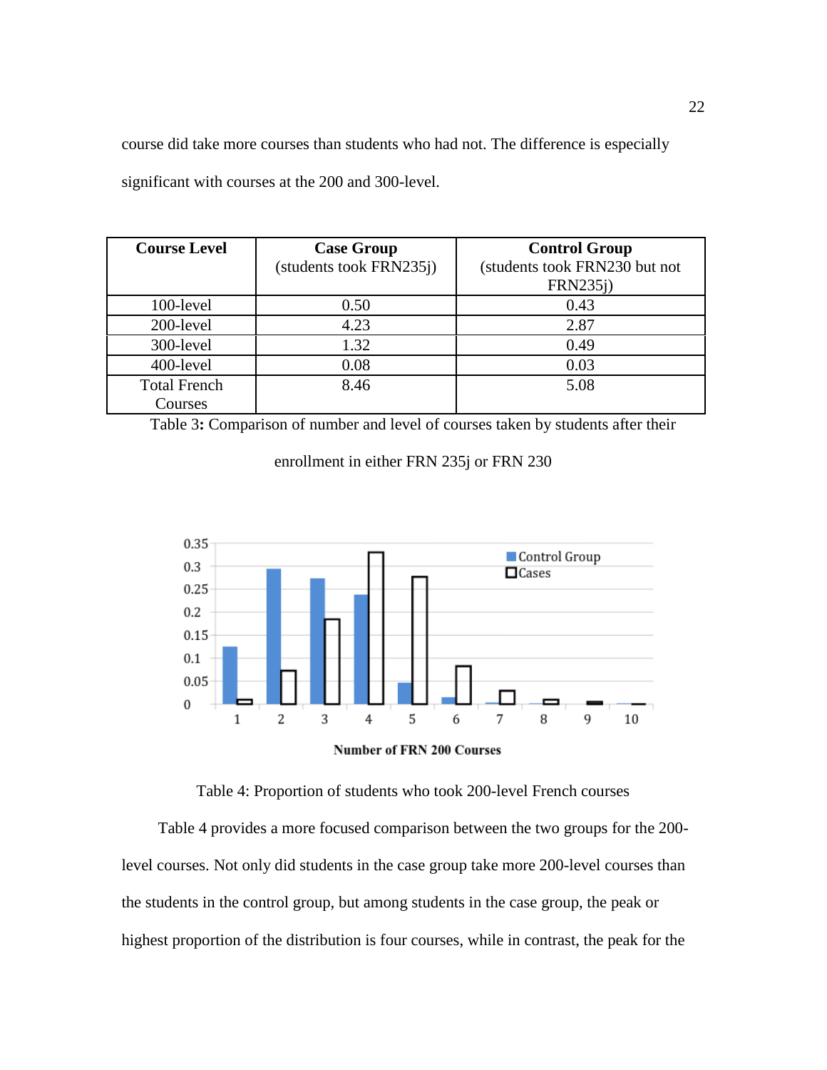course did take more courses than students who had not. The difference is especially significant with courses at the 200 and 300-level.

| Course Level | Case Group (students took FRN235j) | Control Group (students took FRN230 but not FRN235j) |
|---|---|---|
| 100-level | 0.50 | 0.43 |
| 200-level | 4.23 | 2.87 |
| 300-level | 1.32 | 0.49 |
| 400-level | 0.08 | 0.03 |
| Total French Courses | 8.46 | 5.08 |

Table 3**:** Comparison of number and level of courses taken by students after their enrollment in either FRN 235j or FRN 230

Table 4: Proportion of students who took 200-level French courses

Table 4 provides a more focused comparison between the two groups for the 200-level courses. Not only did students in the case group take more 200-level courses than the students in the control group, but among students in the case group, the peak or highest proportion of the distribution is four courses, while in contrast, the peak for the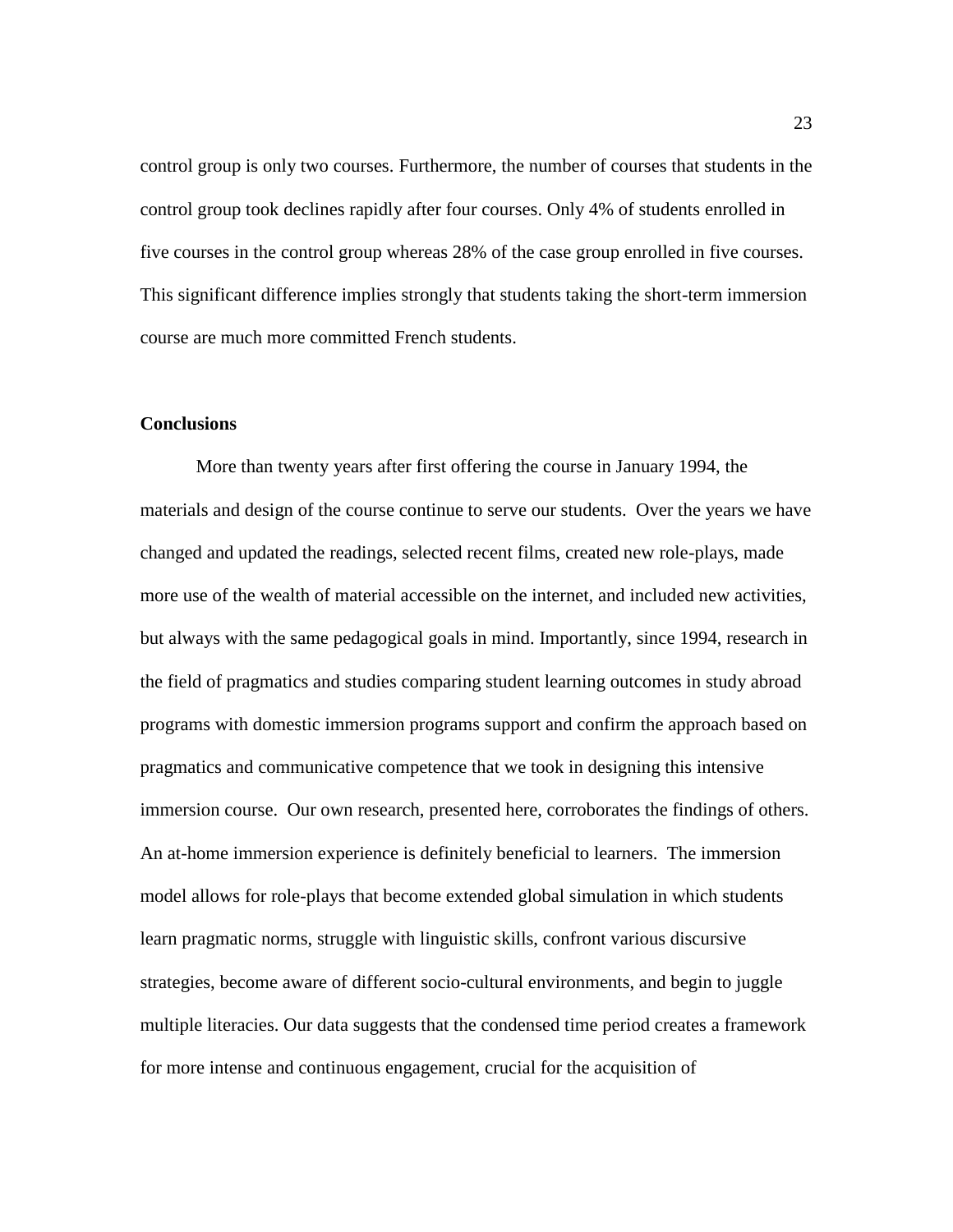control group is only two courses. Furthermore, the number of courses that students in the control group took declines rapidly after four courses. Only 4% of students enrolled in five courses in the control group whereas 28% of the case group enrolled in five courses. This significant difference implies strongly that students taking the short-term immersion course are much more committed French students.

**Conclusions**

More than twenty years after first offering the course in January 1994, the materials and design of the course continue to serve our students. Over the years we have changed and updated the readings, selected recent films, created new role-plays, made more use of the wealth of material accessible on the internet, and included new activities, but always with the same pedagogical goals in mind. Importantly, since 1994, research in the field of pragmatics and studies comparing student learning outcomes in study abroad programs with domestic immersion programs support and confirm the approach based on pragmatics and communicative competence that we took in designing this intensive immersion course. Our own research, presented here, corroborates the findings of others. An at-home immersion experience is definitely beneficial to learners. The immersion model allows for role-plays that become extended global simulation in which students learn pragmatic norms, struggle with linguistic skills, confront various discursive strategies, become aware of different socio-cultural environments, and begin to juggle multiple literacies. Our data suggests that the condensed time period creates a framework for more intense and continuous engagement, crucial for the acquisition of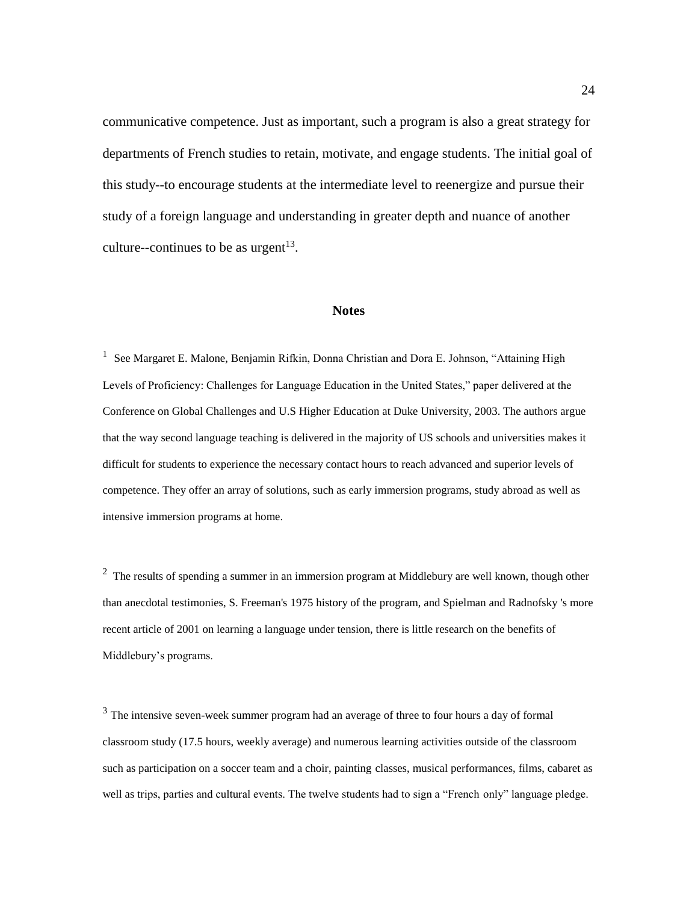communicative competence. Just as important, such a program is also a great strategy for departments of French studies to retain, motivate, and engage students. The initial goal of this study--to encourage students at the intermediate level to reenergize and pursue their study of a foreign language and understanding in greater depth and nuance of another culture--continues to be as urgent[13].

## Notes

[1] See Margaret E. Malone, Benjamin Rifkin, Donna Christian and Dora E. Johnson, "Attaining High Levels of Proficiency: Challenges for Language Education in the United States," paper delivered at the Conference on Global Challenges and U.S Higher Education at Duke University, 2003. The authors argue that the way second language teaching is delivered in the majority of US schools and universities makes it difficult for students to experience the necessary contact hours to reach advanced and superior levels of competence. They offer an array of solutions, such as early immersion programs, study abroad as well as intensive immersion programs at home.

[2] The results of spending a summer in an immersion program at Middlebury are well known, though other than anecdotal testimonies, S. Freeman's 1975 history of the program, and Spielman and Radnofsky 's more recent article of 2001 on learning a language under tension, there is little research on the benefits of Middlebury's programs.

[3] The intensive seven-week summer program had an average of three to four hours a day of formal classroom study (17.5 hours, weekly average) and numerous learning activities outside of the classroom such as participation on a soccer team and a choir, painting classes, musical performances, films, cabaret as well as trips, parties and cultural events. The twelve students had to sign a "French only" language pledge.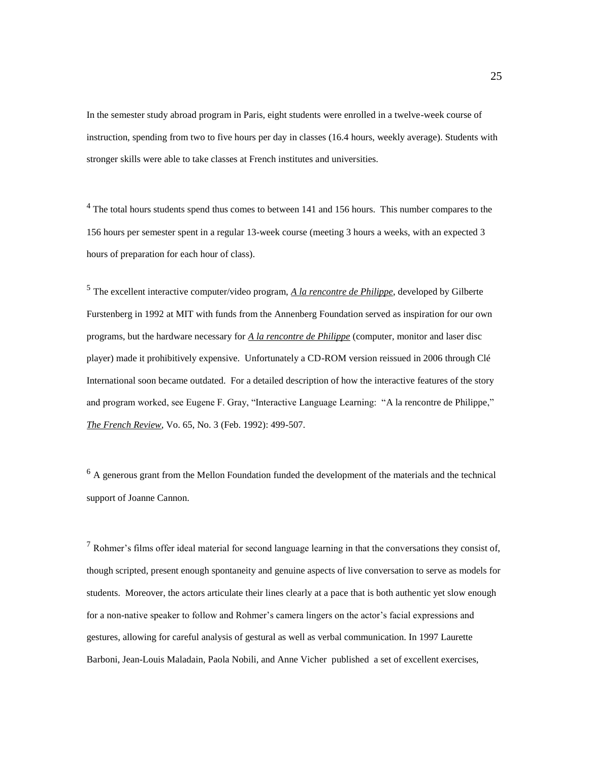In the semester study abroad program in Paris, eight students were enrolled in a twelve-week course of instruction, spending from two to five hours per day in classes (16.4 hours, weekly average). Students with stronger skills were able to take classes at French institutes and universities.

[4] The total hours students spend thus comes to between 141 and 156 hours. This number compares to the 156 hours per semester spent in a regular 13-week course (meeting 3 hours a weeks, with an expected 3 hours of preparation for each hour of class).

[5] The excellent interactive computer/video program, *A la rencontre de Philippe*, developed by Gilberte Furstenberg in 1992 at MIT with funds from the Annenberg Foundation served as inspiration for our own programs, but the hardware necessary for *A la rencontre de Philippe* (computer, monitor and laser disc player) made it prohibitively expensive. Unfortunately a CD-ROM version reissued in 2006 through Clé International soon became outdated. For a detailed description of how the interactive features of the story and program worked, see Eugene F. Gray, "Interactive Language Learning: "A la rencontre de Philippe," *The French Review*, Vo. 65, No. 3 (Feb. 1992): 499-507.

[6] A generous grant from the Mellon Foundation funded the development of the materials and the technical support of Joanne Cannon.

[7] Rohmer's films offer ideal material for second language learning in that the conversations they consist of, though scripted, present enough spontaneity and genuine aspects of live conversation to serve as models for students. Moreover, the actors articulate their lines clearly at a pace that is both authentic yet slow enough for a non-native speaker to follow and Rohmer's camera lingers on the actor's facial expressions and gestures, allowing for careful analysis of gestural as well as verbal communication. In 1997 Laurette Barboni, Jean-Louis Maladain, Paola Nobili, and Anne Vicher published a set of excellent exercises,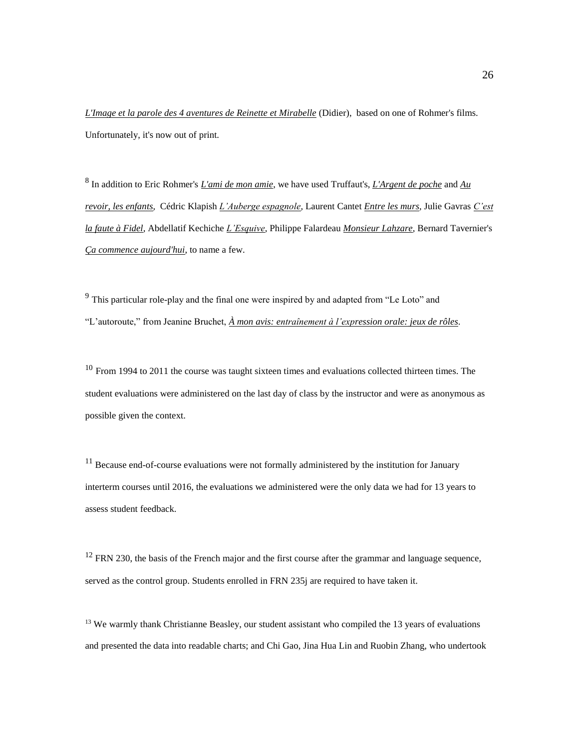*L'Image et la parole des 4 aventures de Reinette et Mirabelle* (Didier), based on one of Rohmer's films. Unfortunately, it's now out of print.

[8] In addition to Eric Rohmer's *L'ami de mon amie*, we have used Truffaut's, *L'Argent de poche* and *Au revoir, les enfants*, Cédric Klapish *L'Auberge espagnole*, Laurent Cantet *Entre les murs*, Julie Gavras *C'est la faute à Fidel*, Abdellatif Kechiche *L'Esquive*, Philippe Falardeau *Monsieur Lahzare*, Bernard Tavernier's *Ça commence aujourd'hui*, to name a few.

[9] This particular role-play and the final one were inspired by and adapted from "Le Loto" and "L'autoroute," from Jeanine Bruchet, *À mon avis: entraînement à l'expression orale: jeux de rôles*.

[10] From 1994 to 2011 the course was taught sixteen times and evaluations collected thirteen times. The student evaluations were administered on the last day of class by the instructor and were as anonymous as possible given the context.

[11] Because end-of-course evaluations were not formally administered by the institution for January interterm courses until 2016, the evaluations we administered were the only data we had for 13 years to assess student feedback.

[12] FRN 230, the basis of the French major and the first course after the grammar and language sequence, served as the control group. Students enrolled in FRN 235j are required to have taken it.

[13] We warmly thank Christianne Beasley, our student assistant who compiled the 13 years of evaluations and presented the data into readable charts; and Chi Gao, Jina Hua Lin and Ruobin Zhang, who undertook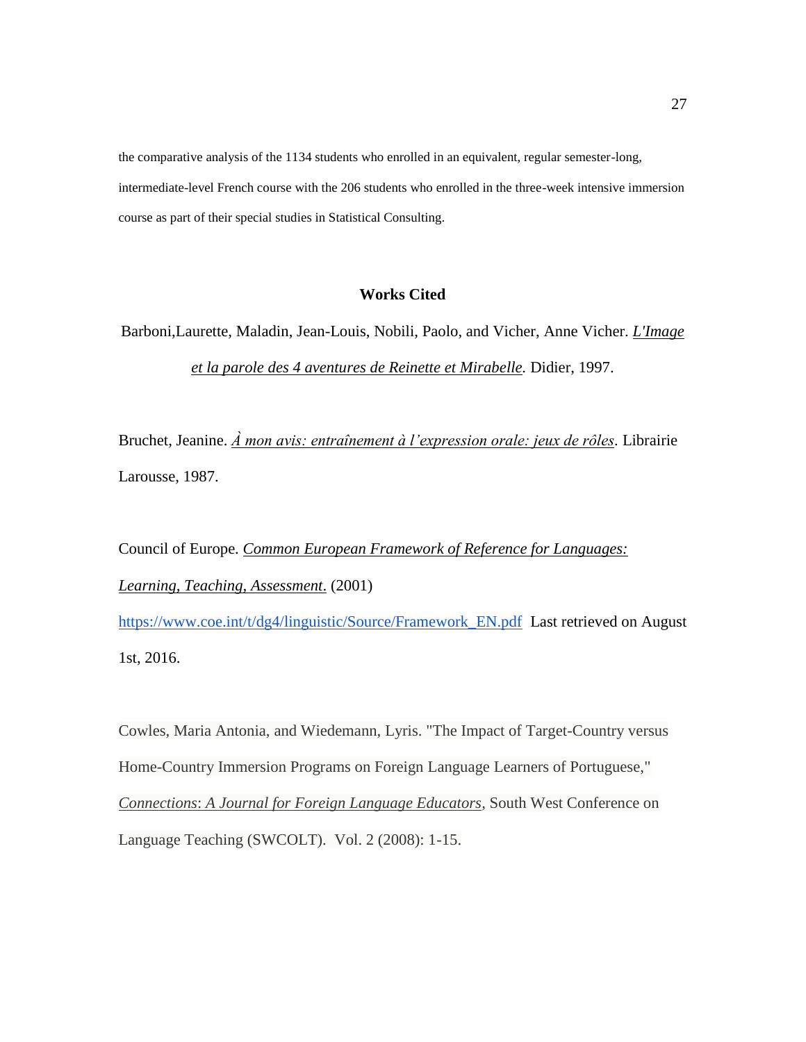the comparative analysis of the 1134 students who enrolled in an equivalent, regular semester-long, intermediate-level French course with the 206 students who enrolled in the three-week intensive immersion course as part of their special studies in Statistical Consulting.

## Works Cited

Barboni,Laurette, Maladin, Jean-Louis, Nobili, Paolo, and Vicher, Anne Vicher. *L'Image et la parole des 4 aventures de Reinette et Mirabelle.* Didier, 1997.

Bruchet, Jeanine. *À mon avis: entraînement à l'expression orale: jeux de rôles*. Librairie Larousse, 1987.

Council of Europe. *Common European Framework of Reference for Languages: Learning, Teaching, Assessment.* (2001) https://www.coe.int/t/dg4/linguistic/Source/Framework_EN.pdf Last retrieved on August 1st, 2016.

Cowles, Maria Antonia, and Wiedemann, Lyris. "The Impact of Target-Country versus Home-Country Immersion Programs on Foreign Language Learners of Portuguese," *Connections: A Journal for Foreign Language Educators*, South West Conference on Language Teaching (SWCOLT). Vol. 2 (2008): 1-15.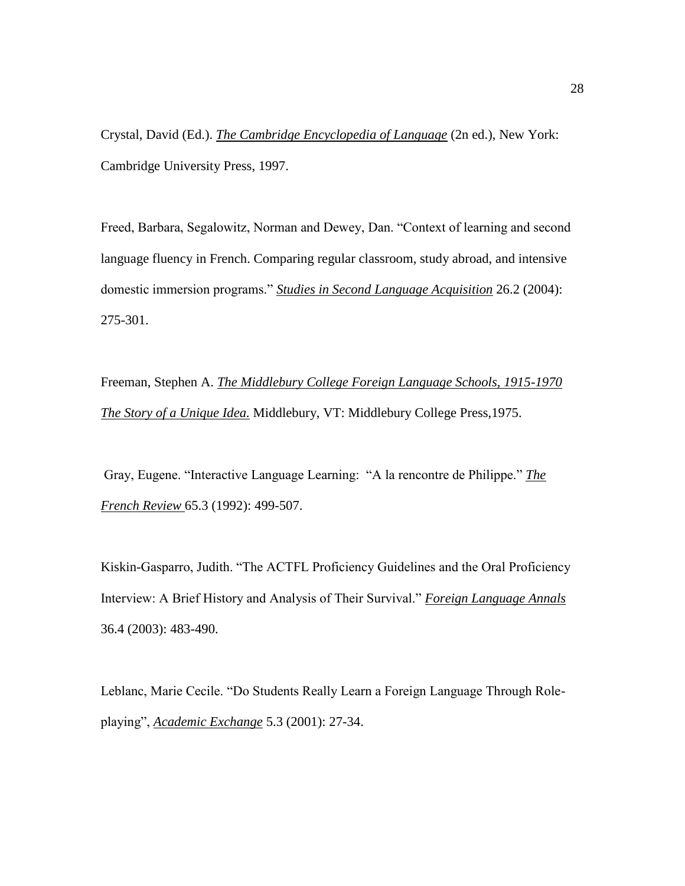Crystal, David (Ed.). *The Cambridge Encyclopedia of Language* (2n ed.), New York: Cambridge University Press, 1997.

Freed, Barbara, Segalowitz, Norman and Dewey, Dan. "Context of learning and second language fluency in French. Comparing regular classroom, study abroad, and intensive domestic immersion programs." *Studies in Second Language Acquisition* 26.2 (2004): 275-301.

Freeman, Stephen A. *The Middlebury College Foreign Language Schools, 1915-1970 The Story of a Unique Idea.* Middlebury, VT: Middlebury College Press,1975.

Gray, Eugene. "Interactive Language Learning: "A la rencontre de Philippe." *The French Review* 65.3 (1992): 499-507.

Kiskin-Gasparro, Judith. "The ACTFL Proficiency Guidelines and the Oral Proficiency Interview: A Brief History and Analysis of Their Survival." *Foreign Language Annals* 36.4 (2003): 483-490.

Leblanc, Marie Cecile. "Do Students Really Learn a Foreign Language Through Role-playing", *Academic Exchange* 5.3 (2001): 27-34.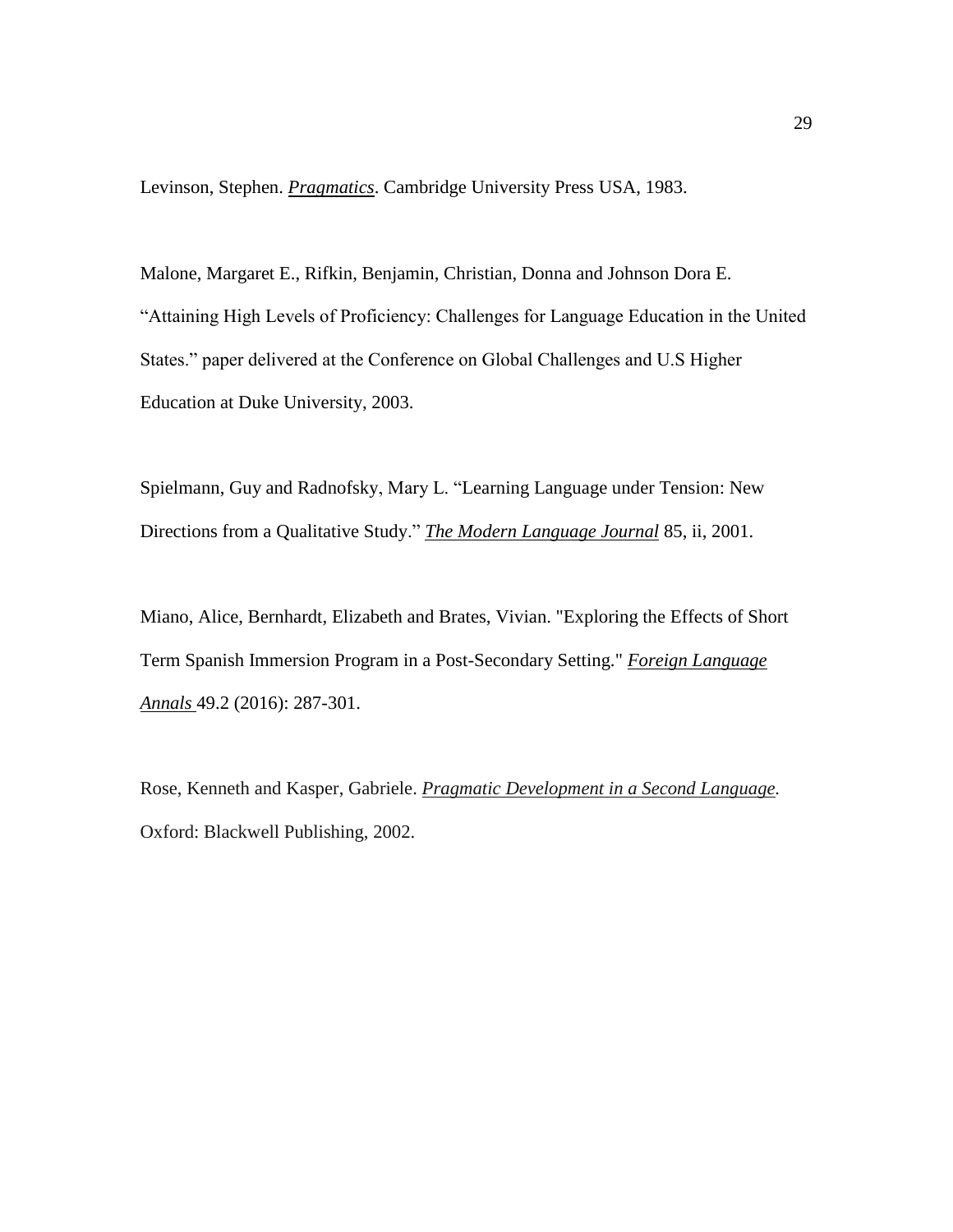Levinson, Stephen. *Pragmatics*. Cambridge University Press USA, 1983.

Malone, Margaret E., Rifkin, Benjamin, Christian, Donna and Johnson Dora E. "Attaining High Levels of Proficiency: Challenges for Language Education in the United States." paper delivered at the Conference on Global Challenges and U.S Higher Education at Duke University, 2003.

Spielmann, Guy and Radnofsky, Mary L. "Learning Language under Tension: New Directions from a Qualitative Study." *The Modern Language Journal* 85, ii, 2001.

Miano, Alice, Bernhardt, Elizabeth and Brates, Vivian. "Exploring the Effects of Short Term Spanish Immersion Program in a Post-Secondary Setting." *Foreign Language Annals* 49.2 (2016): 287-301.

Rose, Kenneth and Kasper, Gabriele. *Pragmatic Development in a Second Language*. Oxford: Blackwell Publishing, 2002.